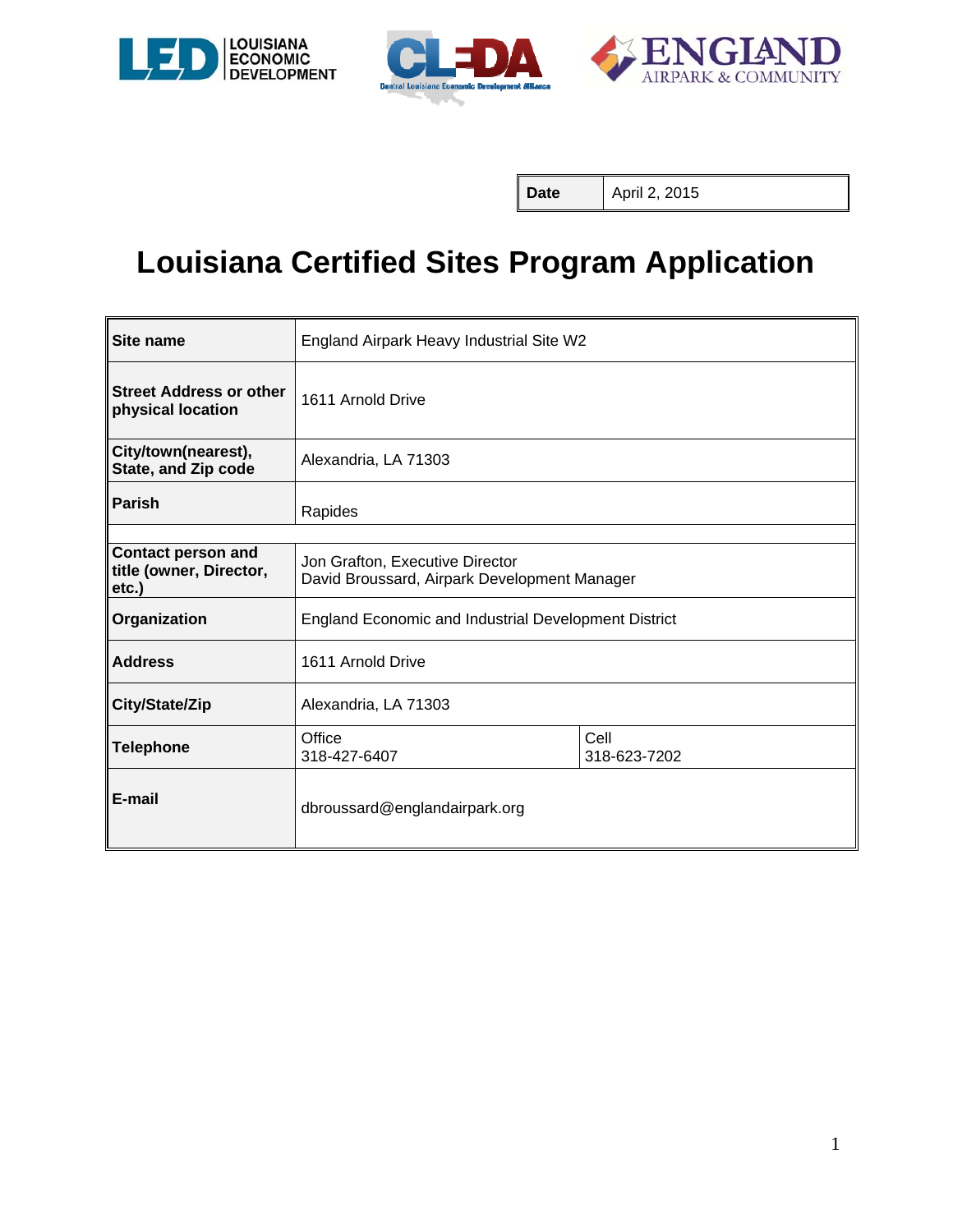| Date | April 2, 2015 |
|---|---|

# Louisiana Certified Sites Program Application

| Site name | England Airpark Heavy Industrial Site W2 | |
|---|---|---|
| Street Address or other physical location | 1611 Arnold Drive | |
| City/town(nearest), State, and Zip code | Alexandria, LA 71303 | |
| Parish | Rapides | |
| | | |
| Contact person and title (owner, Director, etc.) | Jon Grafton, Executive Director<br>David Broussard, Airpark Development Manager | |
| Organization | England Economic and Industrial Development District | |
| Address | 1611 Arnold Drive | |
| City/State/Zip | Alexandria, LA 71303 | |
| Telephone | Office<br>318-427-6407 | Cell<br>318-623-7202 |
| E-mail | dbroussard@englandairpark.org | |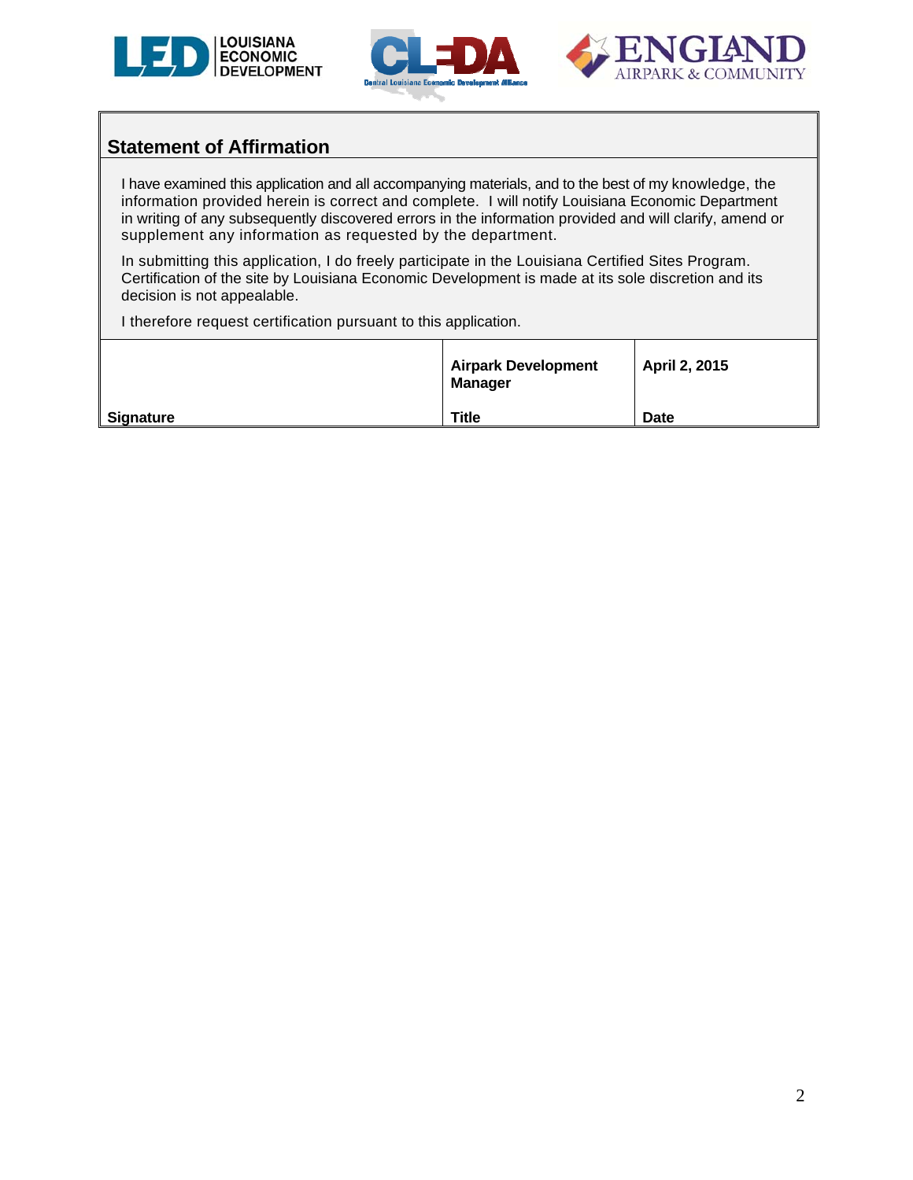## Statement of Affirmation

I have examined this application and all accompanying materials, and to the best of my knowledge, the information provided herein is correct and complete. I will notify Louisiana Economic Department in writing of any subsequently discovered errors in the information provided and will clarify, amend or supplement any information as requested by the department.

In submitting this application, I do freely participate in the Louisiana Certified Sites Program. Certification of the site by Louisiana Economic Development is made at its sole discretion and its decision is not appealable.

I therefore request certification pursuant to this application.

| | **Airpark Development Manager** | **April 2, 2015** |
|---|---|---|
| **Signature** | **Title** | **Date** |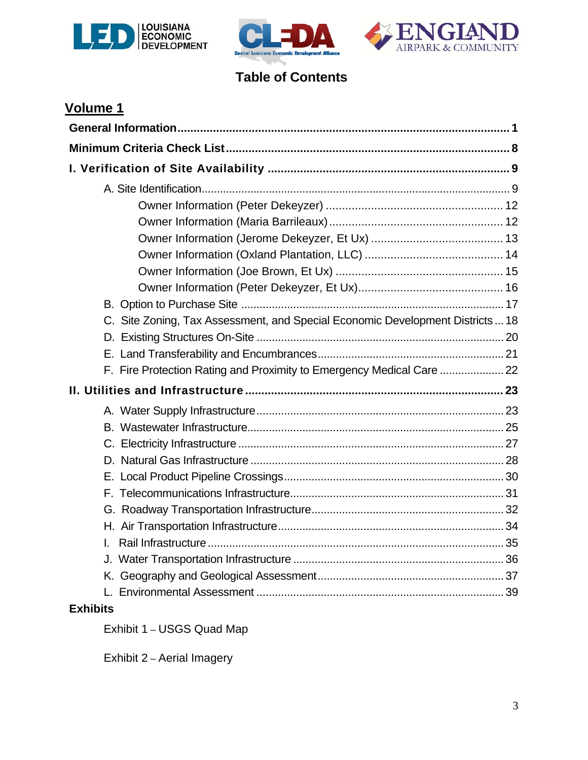# Table of Contents

## Volume 1

**General Information** ..... **1**

**Minimum Criteria Check List** ..... **8**

**I. Verification of Site Availability** ..... **9**

- A. Site Identification ..... 9
  - Owner Information (Peter Dekeyzer) ..... 12
  - Owner Information (Maria Barrileaux) ..... 12
  - Owner Information (Jerome Dekeyzer, Et Ux) ..... 13
  - Owner Information (Oxland Plantation, LLC) ..... 14
  - Owner Information (Joe Brown, Et Ux) ..... 15
  - Owner Information (Peter Dekeyzer, Et Ux) ..... 16
- B. Option to Purchase Site ..... 17
- C. Site Zoning, Tax Assessment, and Special Economic Development Districts ..... 18
- D. Existing Structures On-Site ..... 20
- E. Land Transferability and Encumbrances ..... 21
- F. Fire Protection Rating and Proximity to Emergency Medical Care ..... 22

**II. Utilities and Infrastructure** ..... **23**

- A. Water Supply Infrastructure ..... 23
- B. Wastewater Infrastructure ..... 25
- C. Electricity Infrastructure ..... 27
- D. Natural Gas Infrastructure ..... 28
- E. Local Product Pipeline Crossings ..... 30
- F. Telecommunications Infrastructure ..... 31
- G. Roadway Transportation Infrastructure ..... 32
- H. Air Transportation Infrastructure ..... 34
- I. Rail Infrastructure ..... 35
- J. Water Transportation Infrastructure ..... 36
- K. Geography and Geological Assessment ..... 37
- L. Environmental Assessment ..... 39

**Exhibits**

- Exhibit 1 – USGS Quad Map
- Exhibit 2 – Aerial Imagery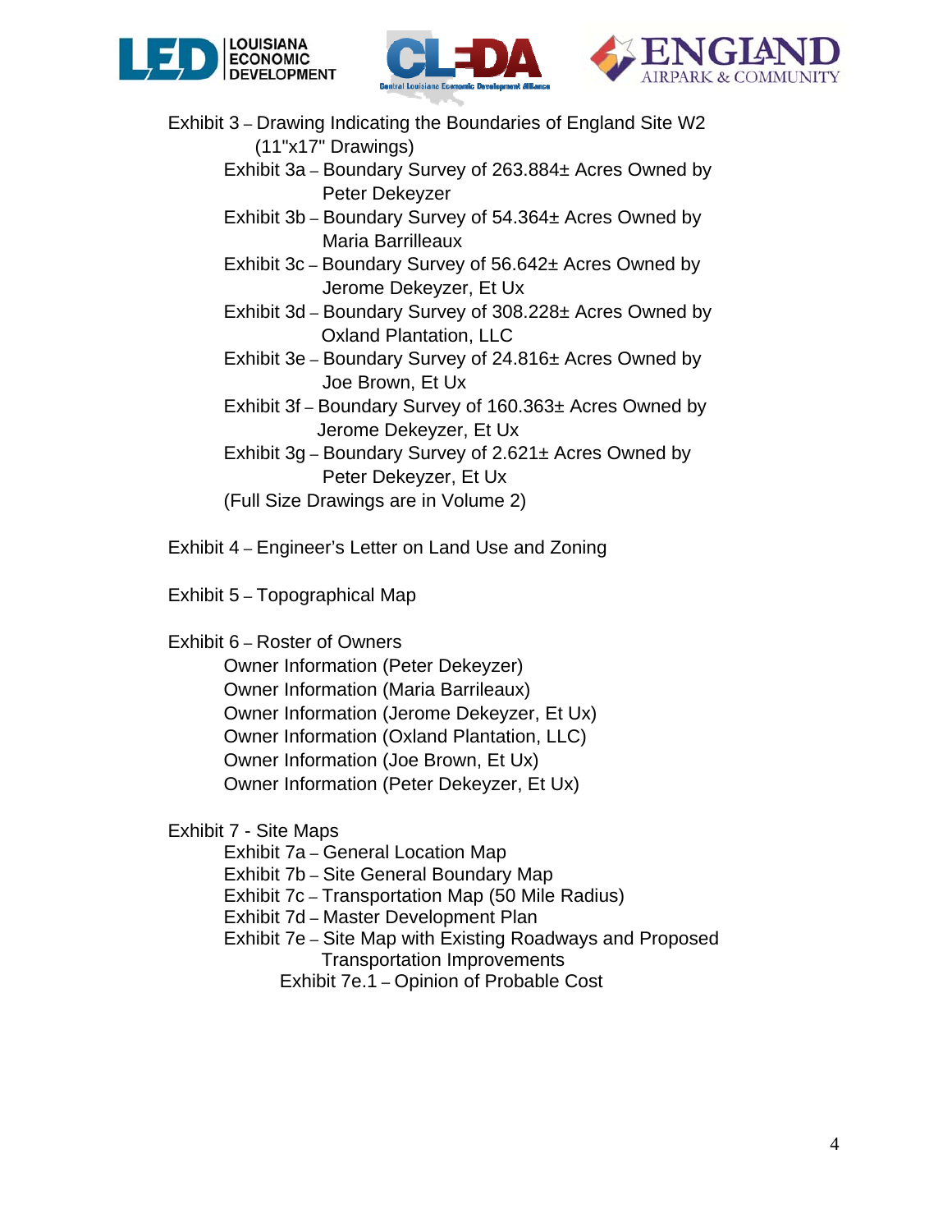Exhibit 3 – Drawing Indicating the Boundaries of England Site W2 (11"x17" Drawings)

- Exhibit 3a – Boundary Survey of 263.884± Acres Owned by Peter Dekeyzer
- Exhibit 3b – Boundary Survey of 54.364± Acres Owned by Maria Barrilleaux
- Exhibit 3c – Boundary Survey of 56.642± Acres Owned by Jerome Dekeyzer, Et Ux
- Exhibit 3d – Boundary Survey of 308.228± Acres Owned by Oxland Plantation, LLC
- Exhibit 3e – Boundary Survey of 24.816± Acres Owned by Joe Brown, Et Ux
- Exhibit 3f – Boundary Survey of 160.363± Acres Owned by Jerome Dekeyzer, Et Ux
- Exhibit 3g – Boundary Survey of 2.621± Acres Owned by Peter Dekeyzer, Et Ux

(Full Size Drawings are in Volume 2)

Exhibit 4 – Engineer's Letter on Land Use and Zoning

Exhibit 5 – Topographical Map

Exhibit 6 – Roster of Owners

- Owner Information (Peter Dekeyzer)
- Owner Information (Maria Barrileaux)
- Owner Information (Jerome Dekeyzer, Et Ux)
- Owner Information (Oxland Plantation, LLC)
- Owner Information (Joe Brown, Et Ux)
- Owner Information (Peter Dekeyzer, Et Ux)

Exhibit 7 - Site Maps

- Exhibit 7a – General Location Map
- Exhibit 7b – Site General Boundary Map
- Exhibit 7c – Transportation Map (50 Mile Radius)
- Exhibit 7d – Master Development Plan
- Exhibit 7e – Site Map with Existing Roadways and Proposed Transportation Improvements
  - Exhibit 7e.1 – Opinion of Probable Cost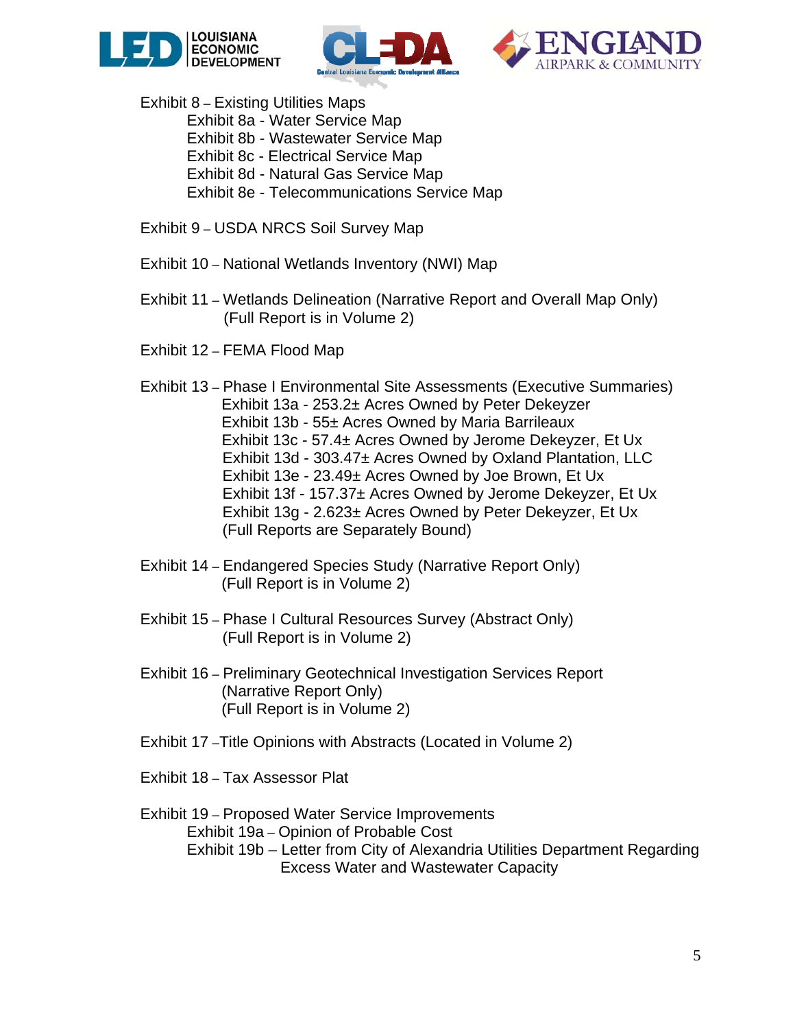Exhibit 8 – Existing Utilities Maps
- Exhibit 8a - Water Service Map
- Exhibit 8b - Wastewater Service Map
- Exhibit 8c - Electrical Service Map
- Exhibit 8d - Natural Gas Service Map
- Exhibit 8e - Telecommunications Service Map

Exhibit 9 – USDA NRCS Soil Survey Map

Exhibit 10 – National Wetlands Inventory (NWI) Map

Exhibit 11 – Wetlands Delineation (Narrative Report and Overall Map Only)
(Full Report is in Volume 2)

Exhibit 12 – FEMA Flood Map

Exhibit 13 – Phase I Environmental Site Assessments (Executive Summaries)
- Exhibit 13a - 253.2± Acres Owned by Peter Dekeyzer
- Exhibit 13b - 55± Acres Owned by Maria Barrileaux
- Exhibit 13c - 57.4± Acres Owned by Jerome Dekeyzer, Et Ux
- Exhibit 13d - 303.47± Acres Owned by Oxland Plantation, LLC
- Exhibit 13e - 23.49± Acres Owned by Joe Brown, Et Ux
- Exhibit 13f - 157.37± Acres Owned by Jerome Dekeyzer, Et Ux
- Exhibit 13g - 2.623± Acres Owned by Peter Dekeyzer, Et Ux

(Full Reports are Separately Bound)

Exhibit 14 – Endangered Species Study (Narrative Report Only)
(Full Report is in Volume 2)

Exhibit 15 – Phase I Cultural Resources Survey (Abstract Only)
(Full Report is in Volume 2)

Exhibit 16 – Preliminary Geotechnical Investigation Services Report
(Narrative Report Only)
(Full Report is in Volume 2)

Exhibit 17 –Title Opinions with Abstracts (Located in Volume 2)

Exhibit 18 – Tax Assessor Plat

Exhibit 19 – Proposed Water Service Improvements
- Exhibit 19a – Opinion of Probable Cost
- Exhibit 19b – Letter from City of Alexandria Utilities Department Regarding Excess Water and Wastewater Capacity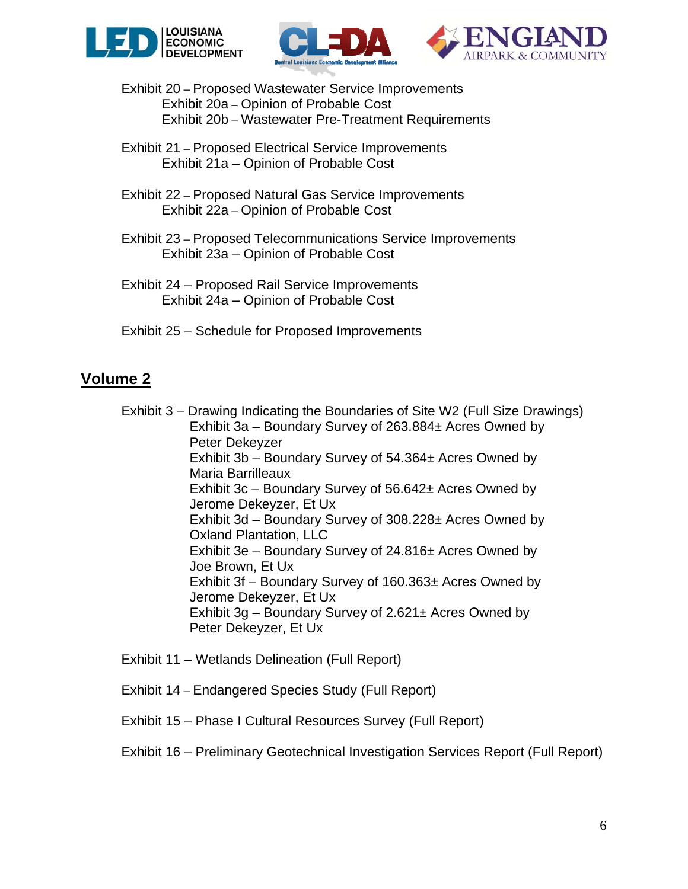Exhibit 20 – Proposed Wastewater Service Improvements
- Exhibit 20a – Opinion of Probable Cost
- Exhibit 20b – Wastewater Pre-Treatment Requirements

Exhibit 21 – Proposed Electrical Service Improvements
- Exhibit 21a – Opinion of Probable Cost

Exhibit 22 – Proposed Natural Gas Service Improvements
- Exhibit 22a – Opinion of Probable Cost

Exhibit 23 – Proposed Telecommunications Service Improvements
- Exhibit 23a – Opinion of Probable Cost

Exhibit 24 – Proposed Rail Service Improvements
- Exhibit 24a – Opinion of Probable Cost

Exhibit 25 – Schedule for Proposed Improvements

## Volume 2

Exhibit 3 – Drawing Indicating the Boundaries of Site W2 (Full Size Drawings)
- Exhibit 3a – Boundary Survey of 263.884± Acres Owned by Peter Dekeyzer
- Exhibit 3b – Boundary Survey of 54.364± Acres Owned by Maria Barrilleaux
- Exhibit 3c – Boundary Survey of 56.642± Acres Owned by Jerome Dekeyzer, Et Ux
- Exhibit 3d – Boundary Survey of 308.228± Acres Owned by Oxland Plantation, LLC
- Exhibit 3e – Boundary Survey of 24.816± Acres Owned by Joe Brown, Et Ux
- Exhibit 3f – Boundary Survey of 160.363± Acres Owned by Jerome Dekeyzer, Et Ux
- Exhibit 3g – Boundary Survey of 2.621± Acres Owned by Peter Dekeyzer, Et Ux

Exhibit 11 – Wetlands Delineation (Full Report)

Exhibit 14 – Endangered Species Study (Full Report)

Exhibit 15 – Phase I Cultural Resources Survey (Full Report)

Exhibit 16 – Preliminary Geotechnical Investigation Services Report (Full Report)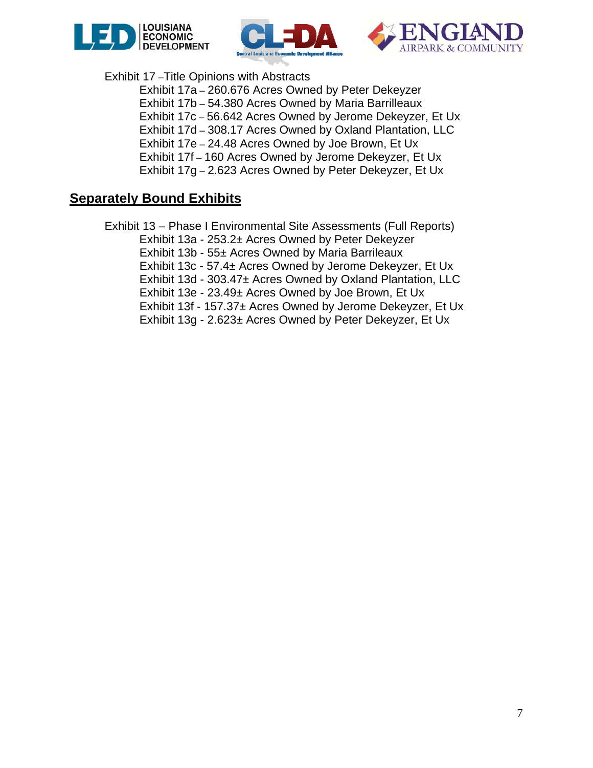Exhibit 17 –Title Opinions with Abstracts

- Exhibit 17a – 260.676 Acres Owned by Peter Dekeyzer
- Exhibit 17b – 54.380 Acres Owned by Maria Barrilleaux
- Exhibit 17c – 56.642 Acres Owned by Jerome Dekeyzer, Et Ux
- Exhibit 17d – 308.17 Acres Owned by Oxland Plantation, LLC
- Exhibit 17e – 24.48 Acres Owned by Joe Brown, Et Ux
- Exhibit 17f – 160 Acres Owned by Jerome Dekeyzer, Et Ux
- Exhibit 17g – 2.623 Acres Owned by Peter Dekeyzer, Et Ux

## Separately Bound Exhibits

Exhibit 13 – Phase I Environmental Site Assessments (Full Reports)

- Exhibit 13a - 253.2± Acres Owned by Peter Dekeyzer
- Exhibit 13b - 55± Acres Owned by Maria Barrileaux
- Exhibit 13c - 57.4± Acres Owned by Jerome Dekeyzer, Et Ux
- Exhibit 13d - 303.47± Acres Owned by Oxland Plantation, LLC
- Exhibit 13e - 23.49± Acres Owned by Joe Brown, Et Ux
- Exhibit 13f - 157.37± Acres Owned by Jerome Dekeyzer, Et Ux
- Exhibit 13g - 2.623± Acres Owned by Peter Dekeyzer, Et Ux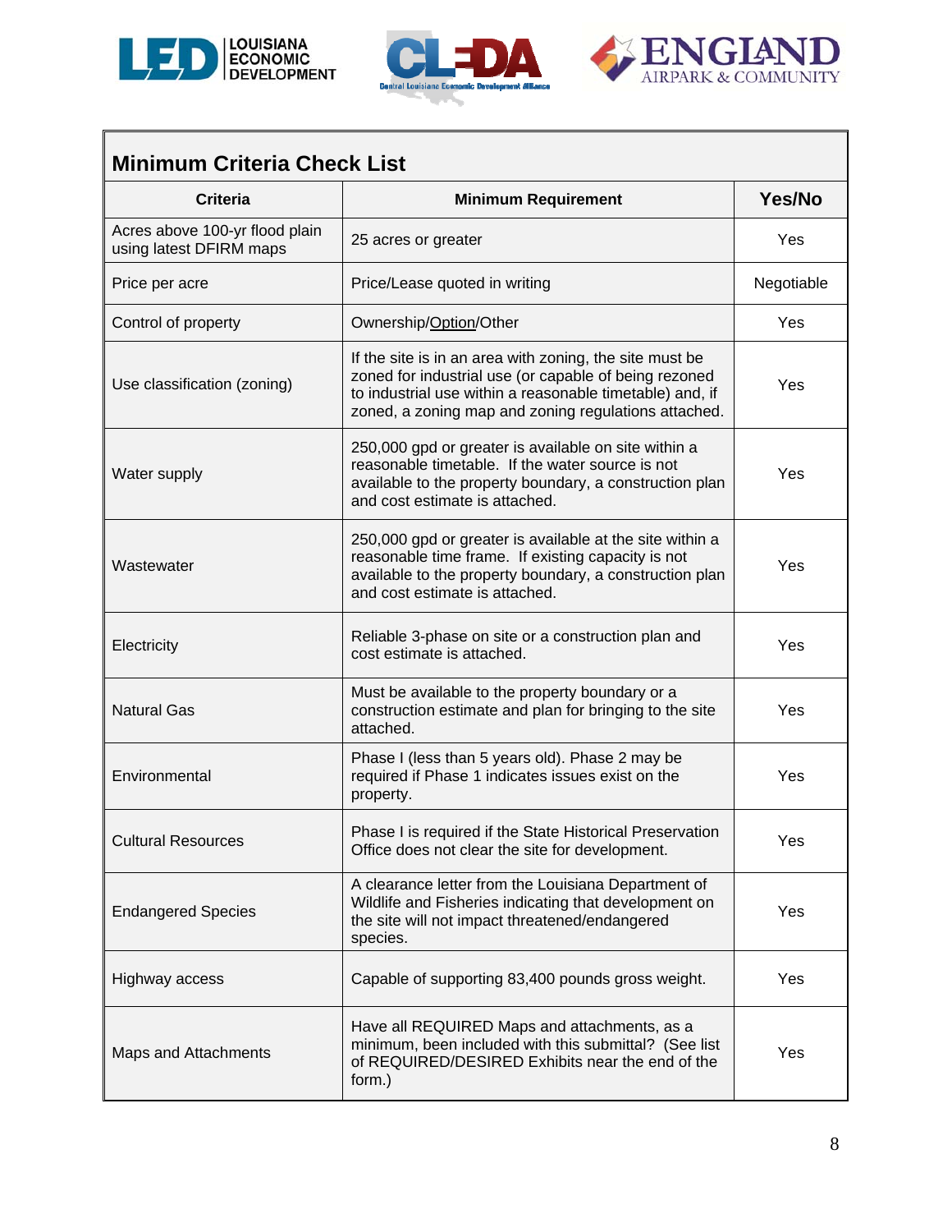## Minimum Criteria Check List

| Criteria | Minimum Requirement | Yes/No |
|---|---|---|
| Acres above 100-yr flood plain using latest DFIRM maps | 25 acres or greater | Yes |
| Price per acre | Price/Lease quoted in writing | Negotiable |
| Control of property | Ownership/Option/Other | Yes |
| Use classification (zoning) | If the site is in an area with zoning, the site must be zoned for industrial use (or capable of being rezoned to industrial use within a reasonable timetable) and, if zoned, a zoning map and zoning regulations attached. | Yes |
| Water supply | 250,000 gpd or greater is available on site within a reasonable timetable. If the water source is not available to the property boundary, a construction plan and cost estimate is attached. | Yes |
| Wastewater | 250,000 gpd or greater is available at the site within a reasonable time frame. If existing capacity is not available to the property boundary, a construction plan and cost estimate is attached. | Yes |
| Electricity | Reliable 3-phase on site or a construction plan and cost estimate is attached. | Yes |
| Natural Gas | Must be available to the property boundary or a construction estimate and plan for bringing to the site attached. | Yes |
| Environmental | Phase I (less than 5 years old). Phase 2 may be required if Phase 1 indicates issues exist on the property. | Yes |
| Cultural Resources | Phase I is required if the State Historical Preservation Office does not clear the site for development. | Yes |
| Endangered Species | A clearance letter from the Louisiana Department of Wildlife and Fisheries indicating that development on the site will not impact threatened/endangered species. | Yes |
| Highway access | Capable of supporting 83,400 pounds gross weight. | Yes |
| Maps and Attachments | Have all REQUIRED Maps and attachments, as a minimum, been included with this submittal? (See list of REQUIRED/DESIRED Exhibits near the end of the form.) | Yes |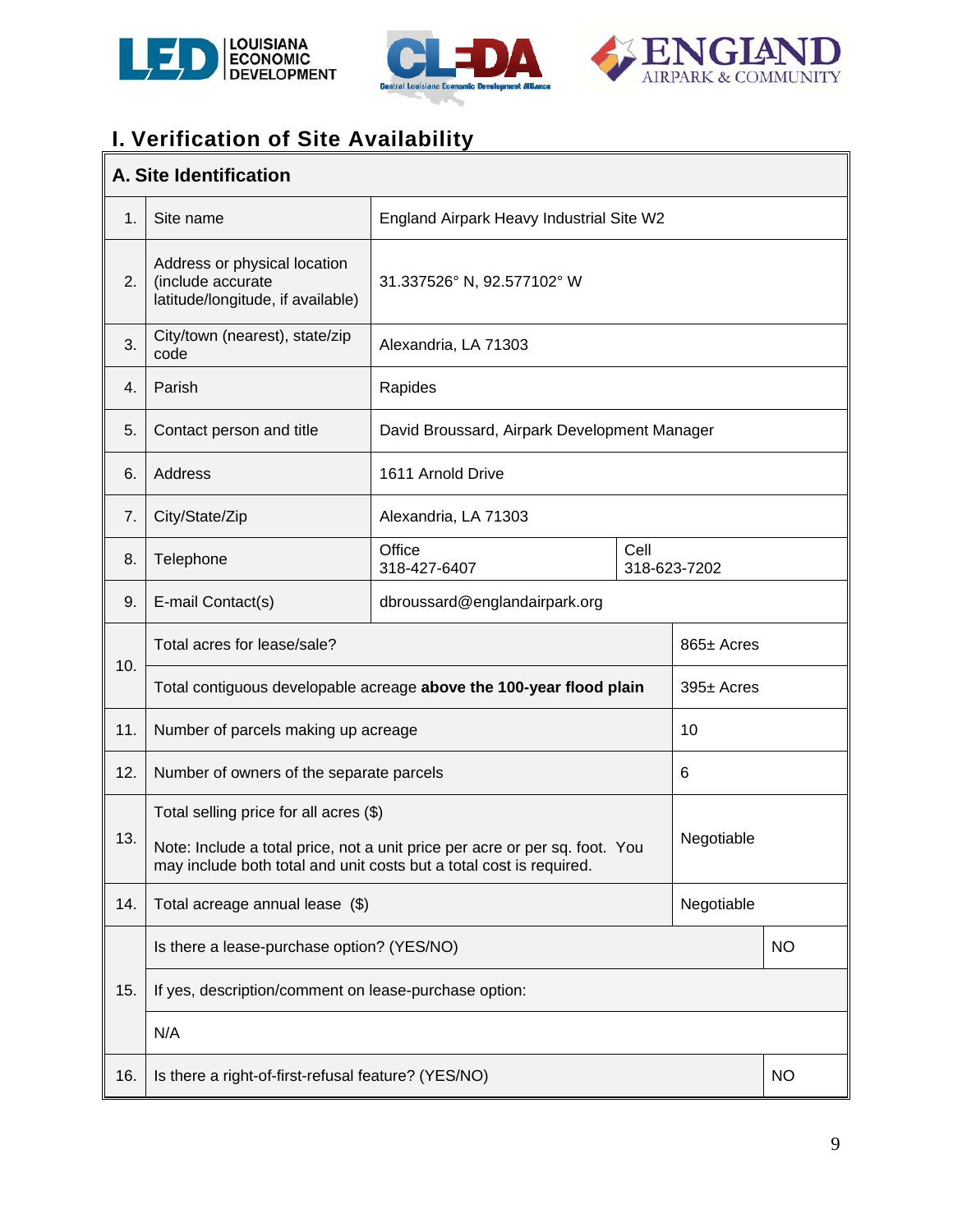# I. Verification of Site Availability

| A. Site Identification | | | |
|---|---|---|---|
| 1. | Site name | England Airpark Heavy Industrial Site W2 | |
| 2. | Address or physical location (include accurate latitude/longitude, if available) | 31.337526° N, 92.577102° W | |
| 3. | City/town (nearest), state/zip code | Alexandria, LA 71303 | |
| 4. | Parish | Rapides | |
| 5. | Contact person and title | David Broussard, Airpark Development Manager | |
| 6. | Address | 1611 Arnold Drive | |
| 7. | City/State/Zip | Alexandria, LA 71303 | |
| 8. | Telephone | Office 318-427-6407 | Cell 318-623-7202 |
| 9. | E-mail Contact(s) | dbroussard@englandairpark.org | |
| 10. | Total acres for lease/sale? | | 865± Acres |
| | Total contiguous developable acreage **above the 100-year flood plain** | | 395± Acres |
| 11. | Number of parcels making up acreage | | 10 |
| 12. | Number of owners of the separate parcels | | 6 |
| 13. | Total selling price for all acres ($)<br><br>Note: Include a total price, not a unit price per acre or per sq. foot. You may include both total and unit costs but a total cost is required. | | Negotiable |
| 14. | Total acreage annual lease ($) | | Negotiable |
| 15. | Is there a lease-purchase option? (YES/NO) | | NO |
| | If yes, description/comment on lease-purchase option: | | |
| | N/A | | |
| 16. | Is there a right-of-first-refusal feature? (YES/NO) | | NO |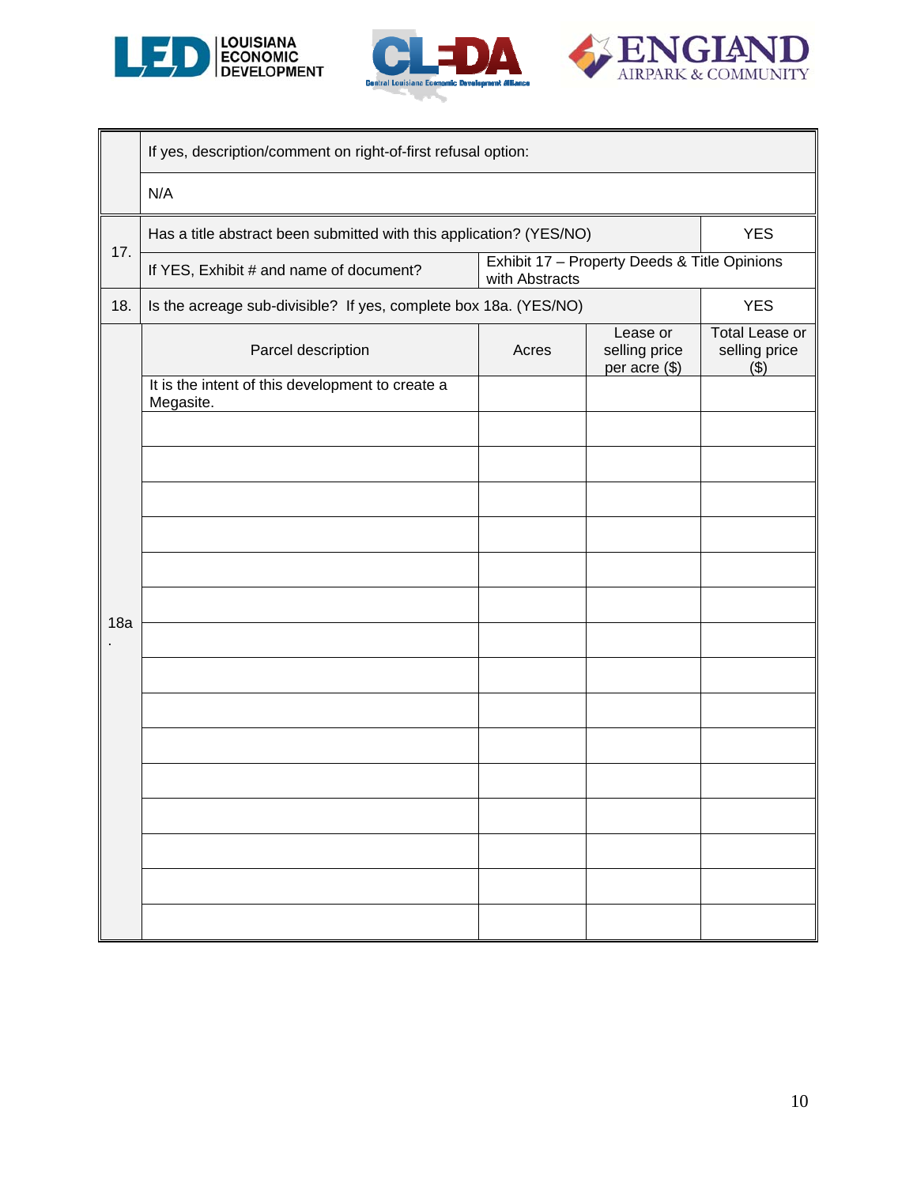| | | | | |
|---|---|---|---|---|
| | If yes, description/comment on right-of-first refusal option: | | | |
| | N/A | | | |
| 17. | Has a title abstract been submitted with this application? (YES/NO) | | | YES |
| | If YES, Exhibit # and name of document? | Exhibit 17 – Property Deeds & Title Opinions with Abstracts | | |
| 18. | Is the acreage sub-divisible? If yes, complete box 18a. (YES/NO) | | | YES |
| 18a. | Parcel description | Acres | Lease or selling price per acre ($) | Total Lease or selling price ($) |
| | It is the intent of this development to create a Megasite. | | | |
| | | | | |
| | | | | |
| | | | | |
| | | | | |
| | | | | |
| | | | | |
| | | | | |
| | | | | |
| | | | | |
| | | | | |
| | | | | |
| | | | | |
| | | | | |
| | | | | |
| | | | | |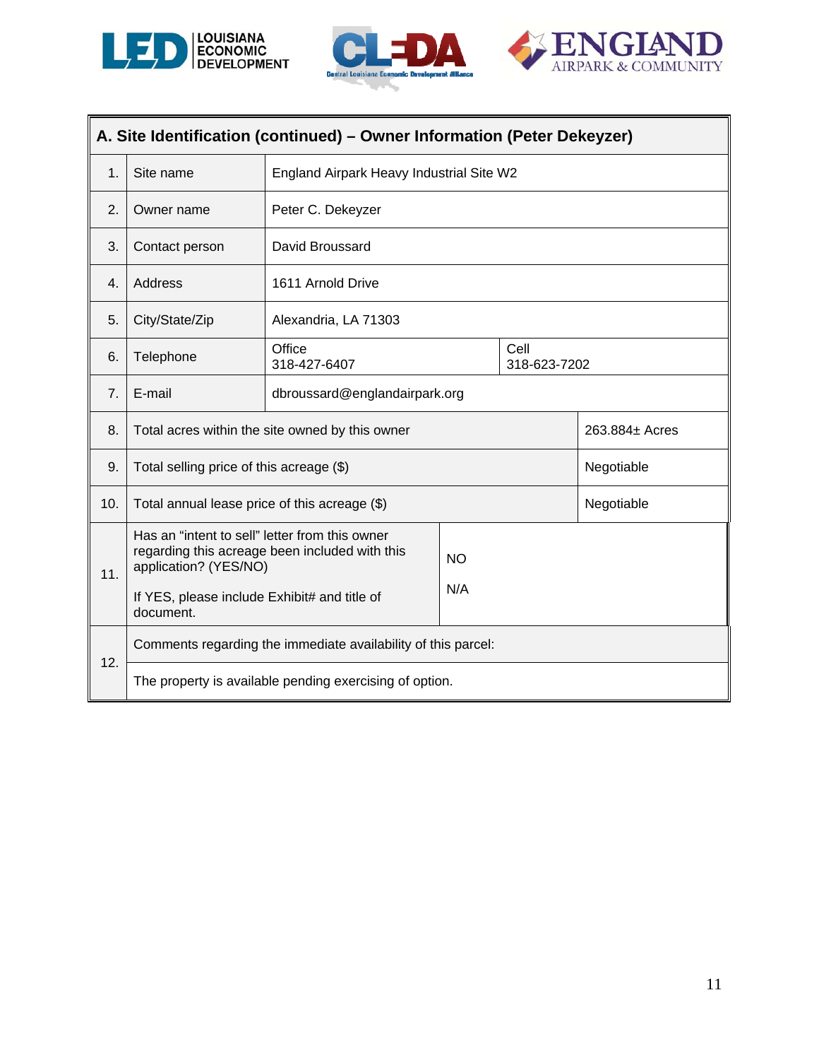| A. Site Identification (continued) – Owner Information (Peter Dekeyzer) | | | |
|---|---|---|---|
| 1. | Site name | England Airpark Heavy Industrial Site W2 | |
| 2. | Owner name | Peter C. Dekeyzer | |
| 3. | Contact person | David Broussard | |
| 4. | Address | 1611 Arnold Drive | |
| 5. | City/State/Zip | Alexandria, LA 71303 | |
| 6. | Telephone | Office 318-427-6407 | Cell 318-623-7202 |
| 7. | E-mail | dbroussard@englandairpark.org | |
| 8. | Total acres within the site owned by this owner | | 263.884± Acres |
| 9. | Total selling price of this acreage ($) | | Negotiable |
| 10. | Total annual lease price of this acreage ($) | | Negotiable |
| 11. | Has an "intent to sell" letter from this owner regarding this acreage been included with this application? (YES/NO)<br><br>If YES, please include Exhibit# and title of document. | NO<br><br>N/A | |
| 12. | Comments regarding the immediate availability of this parcel: | | |
| | The property is available pending exercising of option. | | |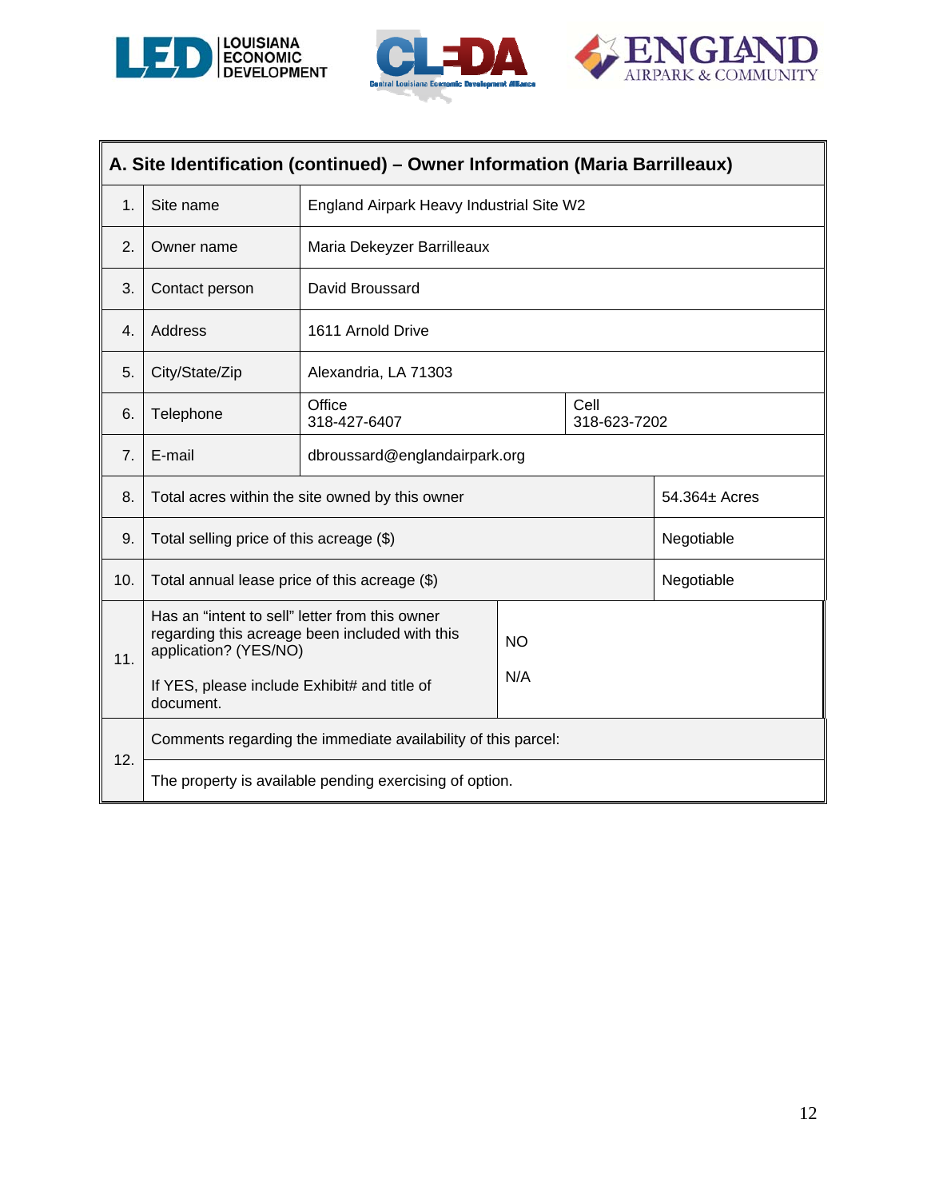| A. Site Identification (continued) – Owner Information (Maria Barrilleaux) | | | |
|---|---|---|---|
| 1. | Site name | England Airpark Heavy Industrial Site W2 | |
| 2. | Owner name | Maria Dekeyzer Barrilleaux | |
| 3. | Contact person | David Broussard | |
| 4. | Address | 1611 Arnold Drive | |
| 5. | City/State/Zip | Alexandria, LA 71303 | |
| 6. | Telephone | Office<br>318-427-6407 | Cell<br>318-623-7202 |
| 7. | E-mail | dbroussard@englandairpark.org | |
| 8. | Total acres within the site owned by this owner | | 54.364± Acres |
| 9. | Total selling price of this acreage ($) | | Negotiable |
| 10. | Total annual lease price of this acreage ($) | | Negotiable |
| 11. | Has an "intent to sell" letter from this owner regarding this acreage been included with this application? (YES/NO)<br><br>If YES, please include Exhibit# and title of document. | NO<br><br>N/A | |
| 12. | Comments regarding the immediate availability of this parcel:<br><br>The property is available pending exercising of option. | | |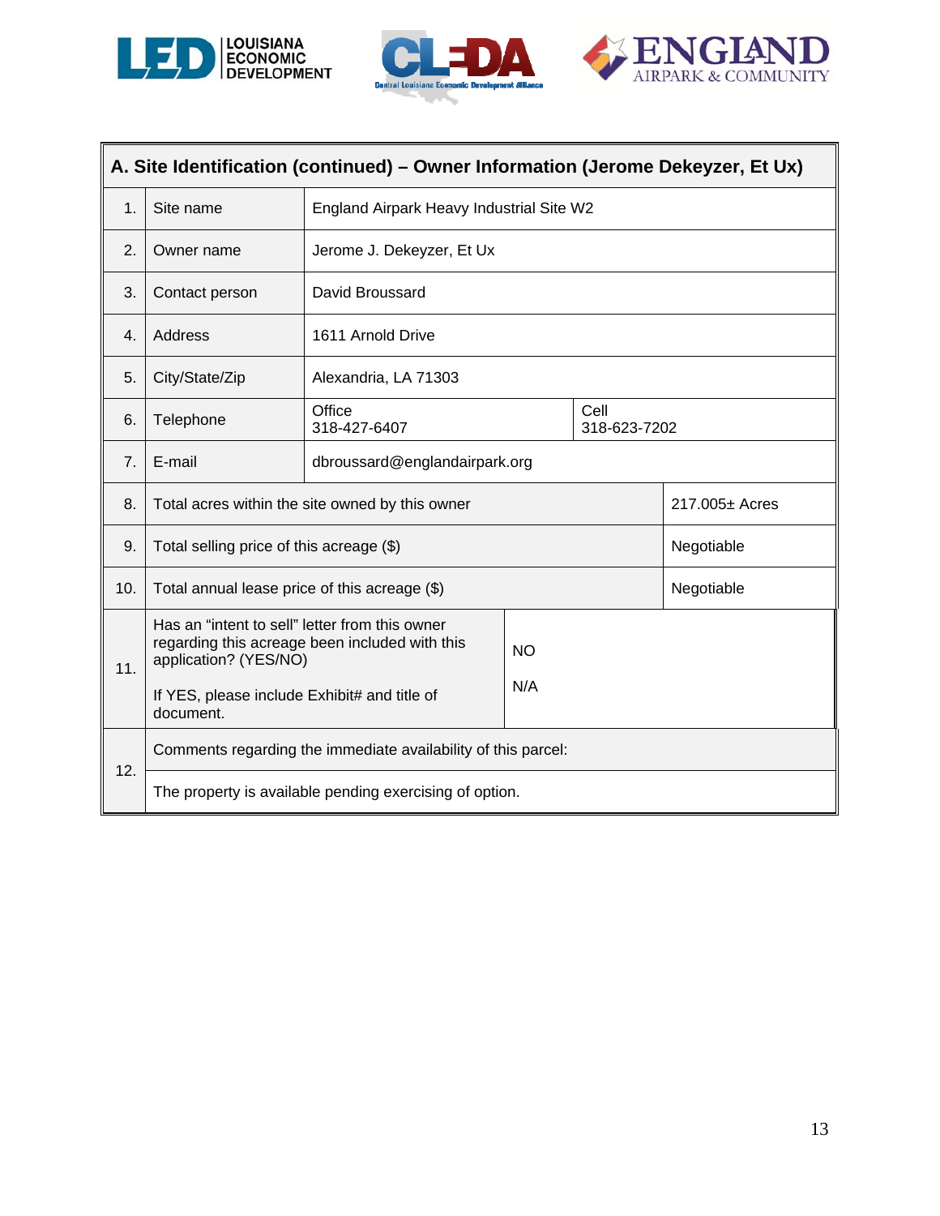| A. Site Identification (continued) – Owner Information (Jerome Dekeyzer, Et Ux) | | | |
|---|---|---|---|
| 1. | Site name | England Airpark Heavy Industrial Site W2 | |
| 2. | Owner name | Jerome J. Dekeyzer, Et Ux | |
| 3. | Contact person | David Broussard | |
| 4. | Address | 1611 Arnold Drive | |
| 5. | City/State/Zip | Alexandria, LA 71303 | |
| 6. | Telephone | Office<br>318-427-6407 | Cell<br>318-623-7202 |
| 7. | E-mail | dbroussard@englandairpark.org | |
| 8. | Total acres within the site owned by this owner | | 217.005± Acres |
| 9. | Total selling price of this acreage ($) | | Negotiable |
| 10. | Total annual lease price of this acreage ($) | | Negotiable |
| 11. | Has an "intent to sell" letter from this owner regarding this acreage been included with this application? (YES/NO)<br><br>If YES, please include Exhibit# and title of document. | NO<br><br>N/A | |
| 12. | Comments regarding the immediate availability of this parcel: | | |
| | The property is available pending exercising of option. | | |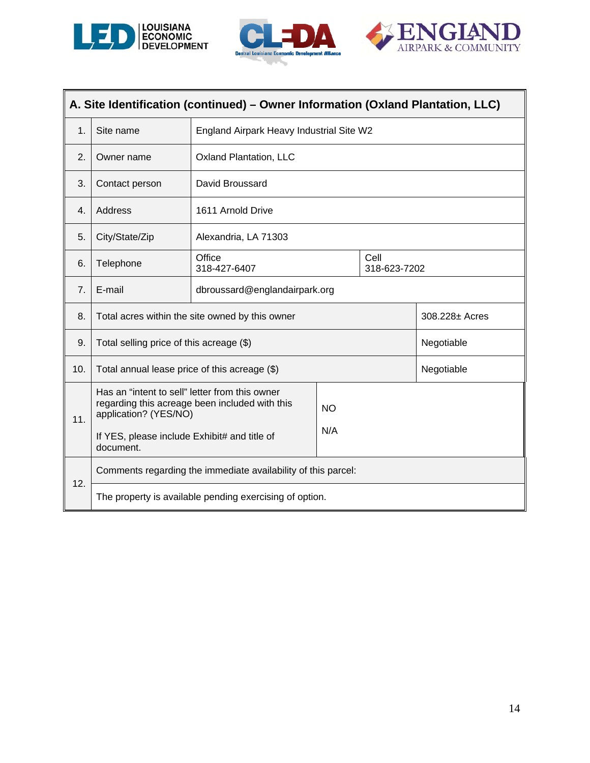| A. Site Identification (continued) – Owner Information (Oxland Plantation, LLC) | | | |
|---|---|---|---|
| 1. | Site name | England Airpark Heavy Industrial Site W2 | |
| 2. | Owner name | Oxland Plantation, LLC | |
| 3. | Contact person | David Broussard | |
| 4. | Address | 1611 Arnold Drive | |
| 5. | City/State/Zip | Alexandria, LA 71303 | |
| 6. | Telephone | Office<br>318-427-6407 | Cell<br>318-623-7202 |
| 7. | E-mail | dbroussard@englandairpark.org | |
| 8. | Total acres within the site owned by this owner | | 308.228± Acres |
| 9. | Total selling price of this acreage ($) | | Negotiable |
| 10. | Total annual lease price of this acreage ($) | | Negotiable |
| 11. | Has an "intent to sell" letter from this owner regarding this acreage been included with this application? (YES/NO)<br><br>If YES, please include Exhibit# and title of document. | NO<br><br>N/A | |
| 12. | Comments regarding the immediate availability of this parcel:<br><br>The property is available pending exercising of option. | | |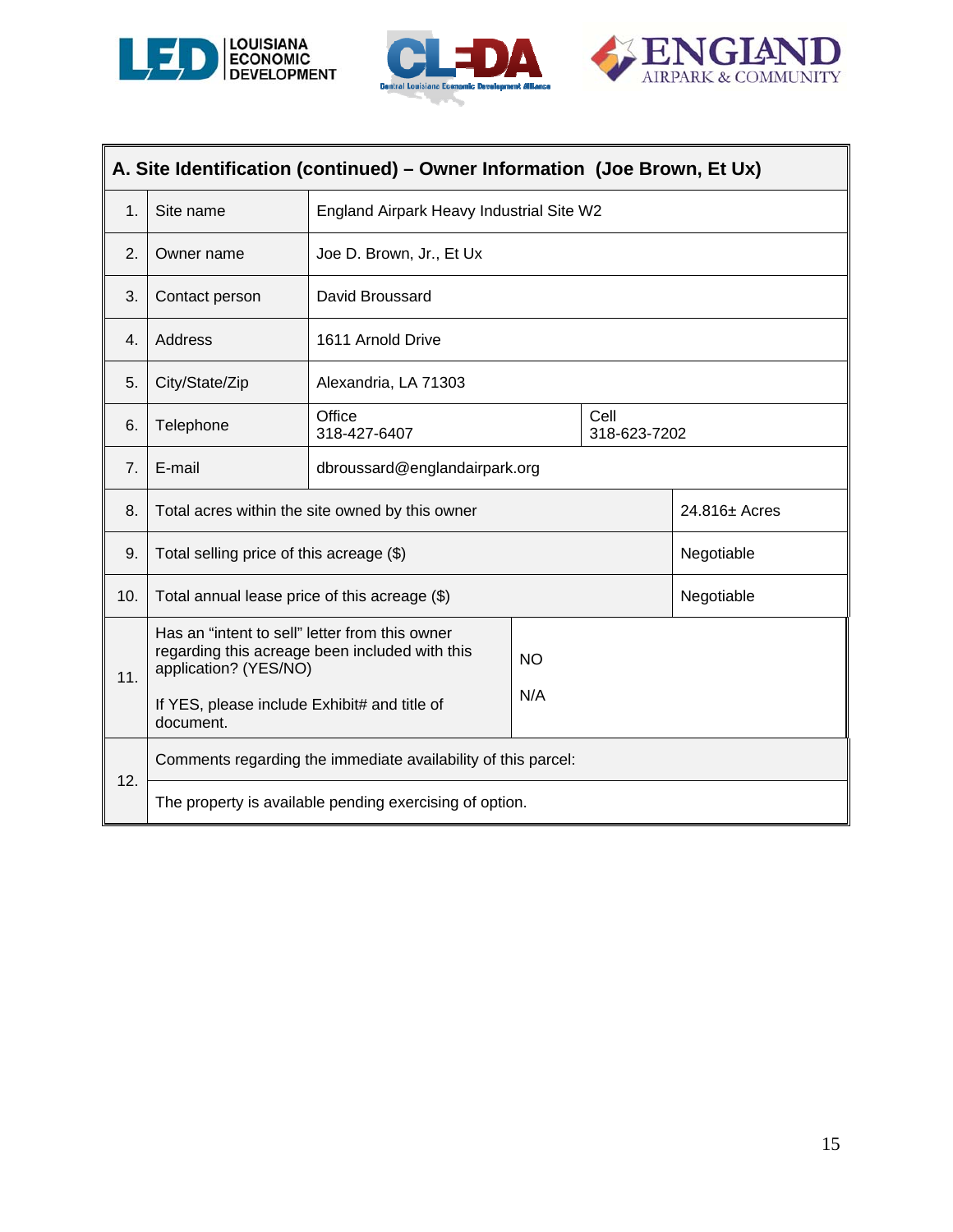| A. Site Identification (continued) – Owner Information (Joe Brown, Et Ux) | | | |
|---|---|---|---|
| 1. | Site name | England Airpark Heavy Industrial Site W2 | |
| 2. | Owner name | Joe D. Brown, Jr., Et Ux | |
| 3. | Contact person | David Broussard | |
| 4. | Address | 1611 Arnold Drive | |
| 5. | City/State/Zip | Alexandria, LA 71303 | |
| 6. | Telephone | Office 318-427-6407 | Cell 318-623-7202 |
| 7. | E-mail | dbroussard@englandairpark.org | |
| 8. | Total acres within the site owned by this owner | | 24.816± Acres |
| 9. | Total selling price of this acreage ($) | | Negotiable |
| 10. | Total annual lease price of this acreage ($) | | Negotiable |
| 11. | Has an “intent to sell” letter from this owner regarding this acreage been included with this application? (YES/NO) | | NO |
| | If YES, please include Exhibit# and title of document. | | N/A |
| 12. | Comments regarding the immediate availability of this parcel: | | |
| | The property is available pending exercising of option. | | |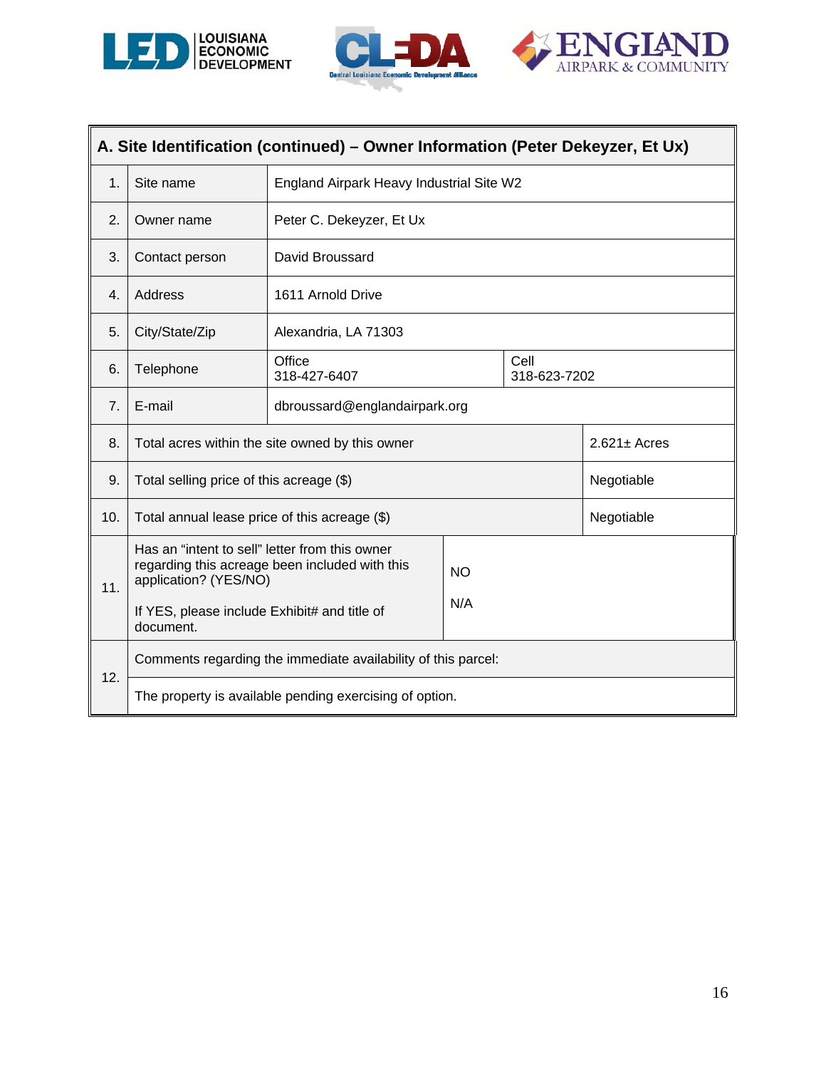| A. Site Identification (continued) – Owner Information (Peter Dekeyzer, Et Ux) | | | |
|---|---|---|---|
| 1. | Site name | England Airpark Heavy Industrial Site W2 | |
| 2. | Owner name | Peter C. Dekeyzer, Et Ux | |
| 3. | Contact person | David Broussard | |
| 4. | Address | 1611 Arnold Drive | |
| 5. | City/State/Zip | Alexandria, LA 71303 | |
| 6. | Telephone | Office 318-427-6407 | Cell 318-623-7202 |
| 7. | E-mail | dbroussard@englandairpark.org | |
| 8. | Total acres within the site owned by this owner | | 2.621± Acres |
| 9. | Total selling price of this acreage ($) | | Negotiable |
| 10. | Total annual lease price of this acreage ($) | | Negotiable |
| 11. | Has an "intent to sell" letter from this owner regarding this acreage been included with this application? (YES/NO)<br><br>If YES, please include Exhibit# and title of document. | NO<br><br>N/A | |
| 12. | Comments regarding the immediate availability of this parcel:<br><br>The property is available pending exercising of option. | | |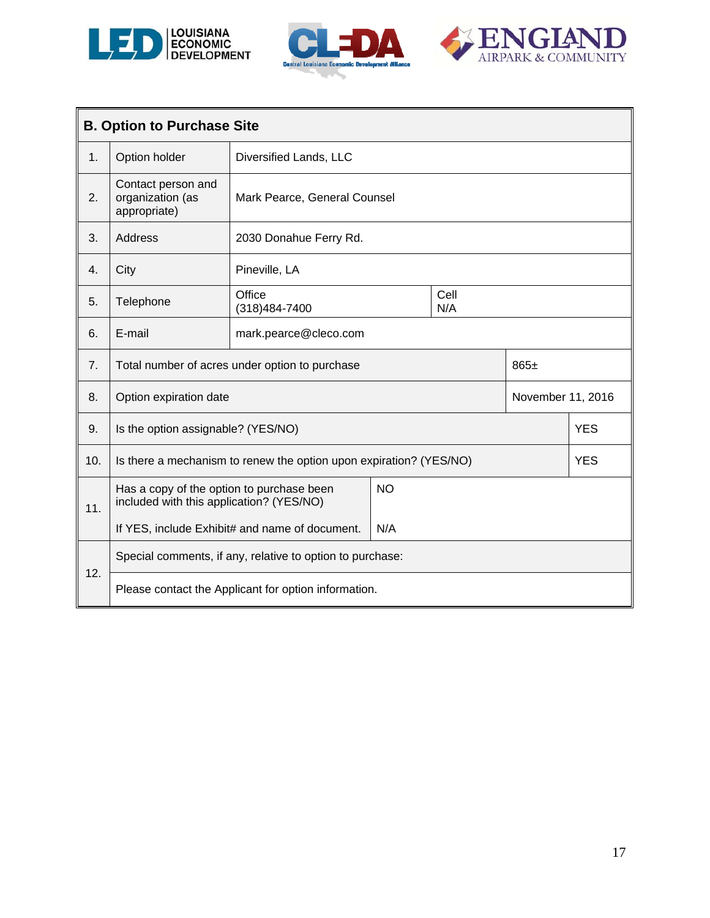| B. Option to Purchase Site | | | |
|---|---|---|---|
| 1. | Option holder | Diversified Lands, LLC | |
| 2. | Contact person and organization (as appropriate) | Mark Pearce, General Counsel | |
| 3. | Address | 2030 Donahue Ferry Rd. | |
| 4. | City | Pineville, LA | |
| 5. | Telephone | Office (318)484-7400 | Cell N/A |
| 6. | E-mail | mark.pearce@cleco.com | |
| 7. | Total number of acres under option to purchase | | 865± |
| 8. | Option expiration date | | November 11, 2016 |
| 9. | Is the option assignable? (YES/NO) | | YES |
| 10. | Is there a mechanism to renew the option upon expiration? (YES/NO) | | YES |
| 11. | Has a copy of the option to purchase been included with this application? (YES/NO) | NO | |
| | If YES, include Exhibit# and name of document. | N/A | |
| 12. | Special comments, if any, relative to option to purchase: | | |
| | Please contact the Applicant for option information. | | |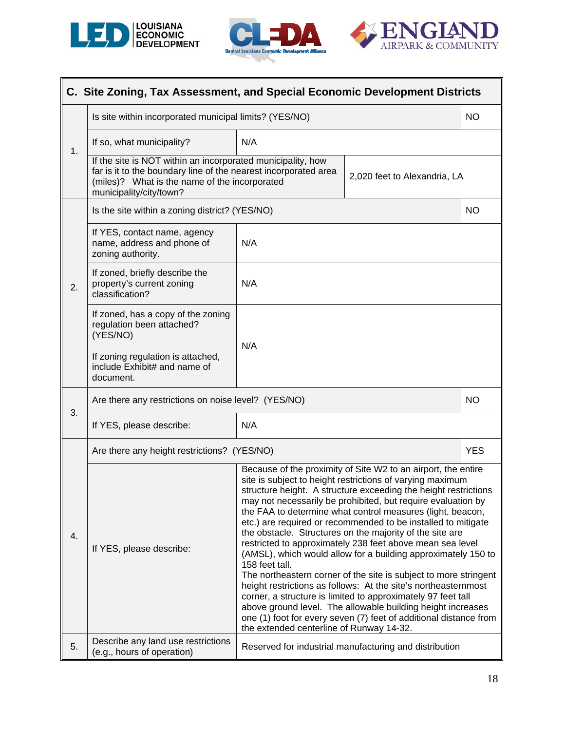| C. Site Zoning, Tax Assessment, and Special Economic Development Districts | | |
|---|---|---|
| 1. | Is site within incorporated municipal limits? (YES/NO) | NO |
| | If so, what municipality? | N/A |
| | If the site is NOT within an incorporated municipality, how far is it to the boundary line of the nearest incorporated area (miles)? What is the name of the incorporated municipality/city/town? | 2,020 feet to Alexandria, LA |
| 2. | Is the site within a zoning district? (YES/NO) | NO |
| | If YES, contact name, agency name, address and phone of zoning authority. | N/A |
| | If zoned, briefly describe the property's current zoning classification? | N/A |
| | If zoned, has a copy of the zoning regulation been attached? (YES/NO)<br><br>If zoning regulation is attached, include Exhibit# and name of document. | N/A |
| 3. | Are there any restrictions on noise level? (YES/NO) | NO |
| | If YES, please describe: | N/A |
| 4. | Are there any height restrictions? (YES/NO) | YES |
| | If YES, please describe: | Because of the proximity of Site W2 to an airport, the entire site is subject to height restrictions of varying maximum structure height. A structure exceeding the height restrictions may not necessarily be prohibited, but require evaluation by the FAA to determine what control measures (light, beacon, etc.) are required or recommended to be installed to mitigate the obstacle. Structures on the majority of the site are restricted to approximately 238 feet above mean sea level (AMSL), which would allow for a building approximately 150 to 158 feet tall.<br>The northeastern corner of the site is subject to more stringent height restrictions as follows: At the site's northeasternmost corner, a structure is limited to approximately 97 feet tall above ground level. The allowable building height increases one (1) foot for every seven (7) feet of additional distance from the extended centerline of Runway 14-32. |
| 5. | Describe any land use restrictions (e.g., hours of operation) | Reserved for industrial manufacturing and distribution |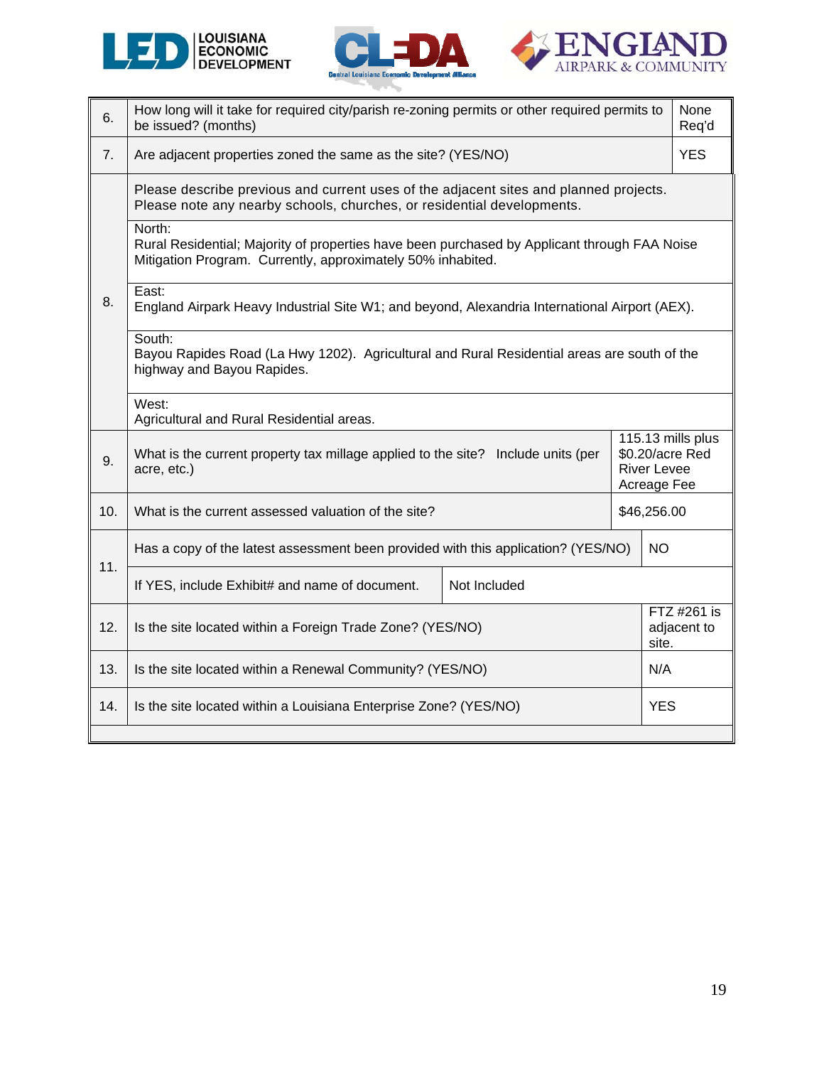| | | |
|---|---|---|
| 6. | How long will it take for required city/parish re-zoning permits or other required permits to be issued? (months) | None Req'd |
| 7. | Are adjacent properties zoned the same as the site? (YES/NO) | YES |
| 8. | Please describe previous and current uses of the adjacent sites and planned projects. Please note any nearby schools, churches, or residential developments. | |
| | North:<br>Rural Residential; Majority of properties have been purchased by Applicant through FAA Noise Mitigation Program. Currently, approximately 50% inhabited. | |
| | East:<br>England Airpark Heavy Industrial Site W1; and beyond, Alexandria International Airport (AEX). | |
| | South:<br>Bayou Rapides Road (La Hwy 1202). Agricultural and Rural Residential areas are south of the highway and Bayou Rapides. | |
| | West:<br>Agricultural and Rural Residential areas. | |
| 9. | What is the current property tax millage applied to the site? Include units (per acre, etc.) | 115.13 mills plus $0.20/acre Red River Levee Acreage Fee |
| 10. | What is the current assessed valuation of the site? | $46,256.00 |
| 11. | Has a copy of the latest assessment been provided with this application? (YES/NO) | NO |
| | If YES, include Exhibit# and name of document. | Not Included |
| 12. | Is the site located within a Foreign Trade Zone? (YES/NO) | FTZ #261 is adjacent to site. |
| 13. | Is the site located within a Renewal Community? (YES/NO) | N/A |
| 14. | Is the site located within a Louisiana Enterprise Zone? (YES/NO) | YES |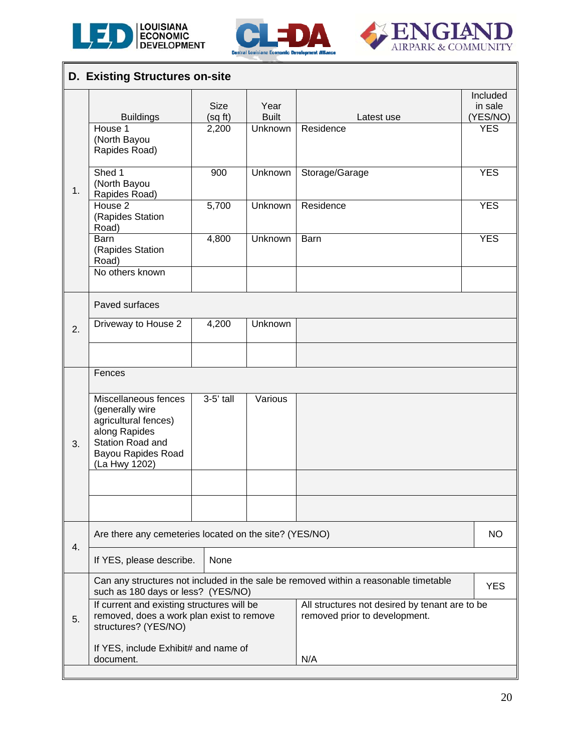## D. Existing Structures on-site

| | Buildings | Size (sq ft) | Year Built | Latest use | Included in sale (YES/NO) |
|---|---|---|---|---|---|
| 1. | House 1 (North Bayou Rapides Road) | 2,200 | Unknown | Residence | YES |
| | Shed 1 (North Bayou Rapides Road) | 900 | Unknown | Storage/Garage | YES |
| | House 2 (Rapides Station Road) | 5,700 | Unknown | Residence | YES |
| | Barn (Rapides Station Road) | 4,800 | Unknown | Barn | YES |
| | No others known | | | | |
| 2. | Paved surfaces | | | | |
| | Driveway to House 2 | 4,200 | Unknown | | |
| | | | | | |
| 3. | Fences | | | | |
| | Miscellaneous fences (generally wire agricultural fences) along Rapides Station Road and Bayou Rapides Road (La Hwy 1202) | 3-5' tall | Various | | |
| | | | | | |
| | | | | | |

| | | | |
|---|---|---|---|
| 4. | Are there any cemeteries located on the site? (YES/NO) | | NO |
| | If YES, please describe. | None | |
| 5. | Can any structures not included in the sale be removed within a reasonable timetable such as 180 days or less? (YES/NO) | | YES |
| | If current and existing structures will be removed, does a work plan exist to remove structures? (YES/NO)<br><br>If YES, include Exhibit# and name of document. | All structures not desired by tenant are to be removed prior to development.<br><br>N/A | |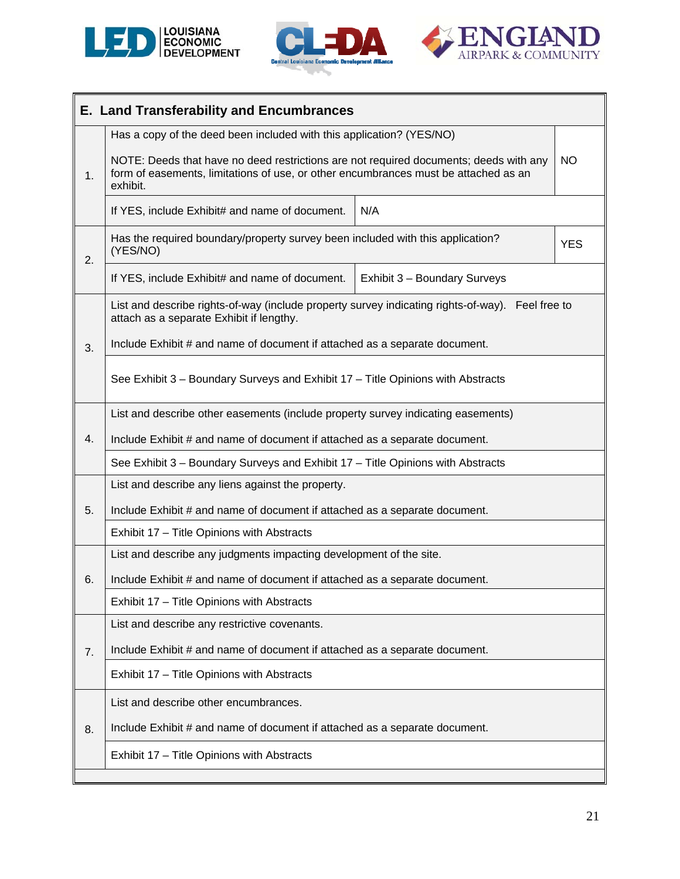## E. Land Transferability and Encumbrances

| # | Item | Response |
|---|---|---|
| 1. | Has a copy of the deed been included with this application? (YES/NO) NOTE: Deeds that have no deed restrictions are not required documents; deeds with any form of easements, limitations of use, or other encumbrances must be attached as an exhibit. | NO |
| | If YES, include Exhibit# and name of document. | N/A |
| 2. | Has the required boundary/property survey been included with this application? (YES/NO) | YES |
| | If YES, include Exhibit# and name of document. | Exhibit 3 – Boundary Surveys |
| 3. | List and describe rights-of-way (include property survey indicating rights-of-way). Feel free to attach as a separate Exhibit if lengthy. Include Exhibit # and name of document if attached as a separate document. | |
| | See Exhibit 3 – Boundary Surveys and Exhibit 17 – Title Opinions with Abstracts | |
| 4. | List and describe other easements (include property survey indicating easements) Include Exhibit # and name of document if attached as a separate document. | |
| | See Exhibit 3 – Boundary Surveys and Exhibit 17 – Title Opinions with Abstracts | |
| 5. | List and describe any liens against the property. Include Exhibit # and name of document if attached as a separate document. | |
| | Exhibit 17 – Title Opinions with Abstracts | |
| 6. | List and describe any judgments impacting development of the site. Include Exhibit # and name of document if attached as a separate document. | |
| | Exhibit 17 – Title Opinions with Abstracts | |
| 7. | List and describe any restrictive covenants. Include Exhibit # and name of document if attached as a separate document. | |
| | Exhibit 17 – Title Opinions with Abstracts | |
| 8. | List and describe other encumbrances. Include Exhibit # and name of document if attached as a separate document. | |
| | Exhibit 17 – Title Opinions with Abstracts | |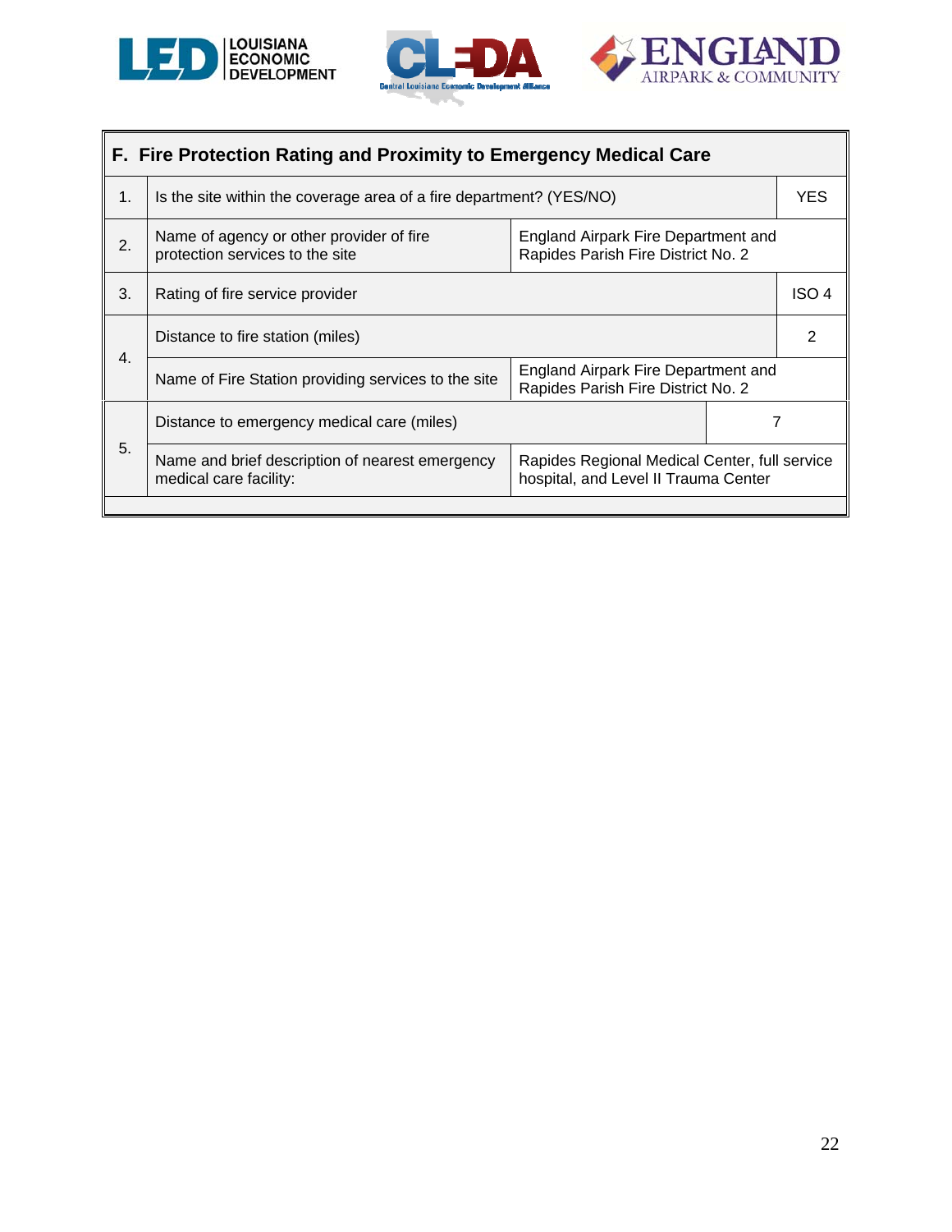| F. Fire Protection Rating and Proximity to Emergency Medical Care | | |
|---|---|---|
| 1. | Is the site within the coverage area of a fire department? (YES/NO) | YES |
| 2. | Name of agency or other provider of fire protection services to the site | England Airpark Fire Department and Rapides Parish Fire District No. 2 |
| 3. | Rating of fire service provider | ISO 4 |
| 4. | Distance to fire station (miles) | 2 |
| | Name of Fire Station providing services to the site | England Airpark Fire Department and Rapides Parish Fire District No. 2 |
| 5. | Distance to emergency medical care (miles) | 7 |
| | Name and brief description of nearest emergency medical care facility: | Rapides Regional Medical Center, full service hospital, and Level II Trauma Center |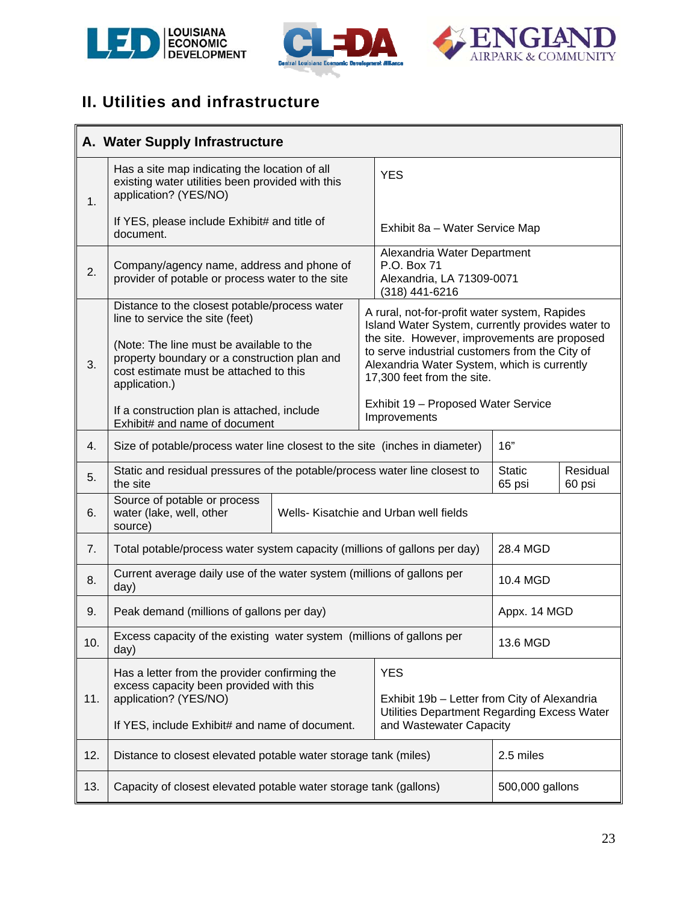## II. Utilities and infrastructure

| A. Water Supply Infrastructure | | | |
|---|---|---|---|
| 1. | Has a site map indicating the location of all existing water utilities been provided with this application? (YES/NO)<br><br>If YES, please include Exhibit# and title of document. | YES<br><br>Exhibit 8a – Water Service Map | |
| 2. | Company/agency name, address and phone of provider of potable or process water to the site | Alexandria Water Department<br>P.O. Box 71<br>Alexandria, LA 71309-0071<br>(318) 441-6216 | |
| 3. | Distance to the closest potable/process water line to service the site (feet)<br><br>(Note: The line must be available to the property boundary or a construction plan and cost estimate must be attached to this application.)<br><br>If a construction plan is attached, include Exhibit# and name of document | A rural, not-for-profit water system, Rapides Island Water System, currently provides water to the site. However, improvements are proposed to serve industrial customers from the City of Alexandria Water System, which is currently 17,300 feet from the site.<br><br>Exhibit 19 – Proposed Water Service Improvements | |
| 4. | Size of potable/process water line closest to the site (inches in diameter) | 16" | |
| 5. | Static and residual pressures of the potable/process water line closest to the site | Static<br>65 psi | Residual<br>60 psi |
| 6. | Source of potable or process water (lake, well, other source) | Wells- Kisatchie and Urban well fields | |
| 7. | Total potable/process water system capacity (millions of gallons per day) | 28.4 MGD | |
| 8. | Current average daily use of the water system (millions of gallons per day) | 10.4 MGD | |
| 9. | Peak demand (millions of gallons per day) | Appx. 14 MGD | |
| 10. | Excess capacity of the existing water system (millions of gallons per day) | 13.6 MGD | |
| 11. | Has a letter from the provider confirming the excess capacity been provided with this application? (YES/NO)<br><br>If YES, include Exhibit# and name of document. | YES<br><br>Exhibit 19b – Letter from City of Alexandria Utilities Department Regarding Excess Water and Wastewater Capacity | |
| 12. | Distance to closest elevated potable water storage tank (miles) | 2.5 miles | |
| 13. | Capacity of closest elevated potable water storage tank (gallons) | 500,000 gallons | |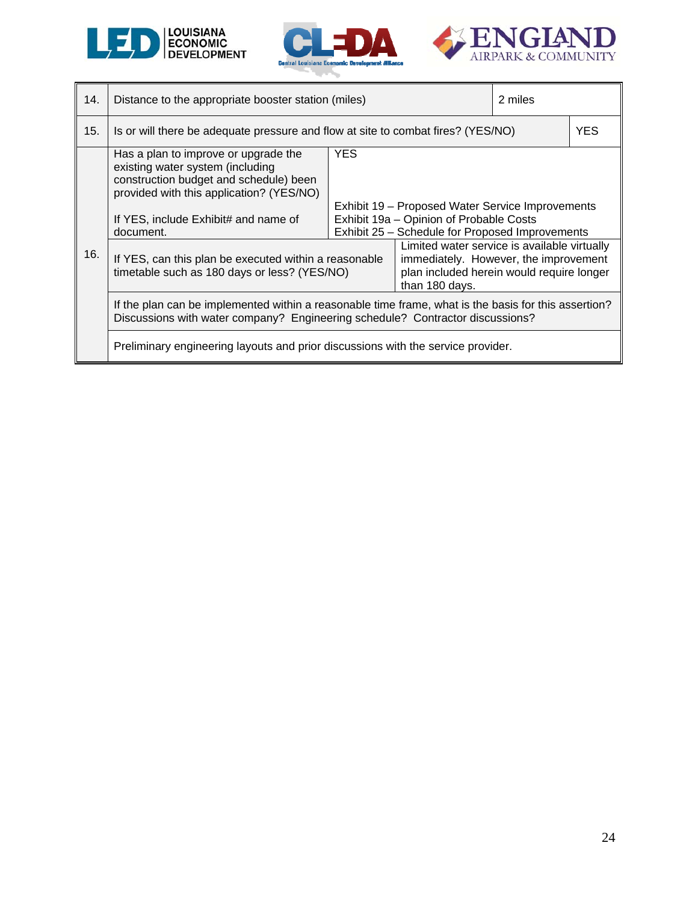| | | |
|---|---|---|
| 14. | Distance to the appropriate booster station (miles) | 2 miles |
| 15. | Is or will there be adequate pressure and flow at site to combat fires? (YES/NO) | YES |
| 16. | Has a plan to improve or upgrade the existing water system (including construction budget and schedule) been provided with this application? (YES/NO)<br><br>If YES, include Exhibit# and name of document. | YES<br><br>Exhibit 19 – Proposed Water Service Improvements<br>Exhibit 19a – Opinion of Probable Costs<br>Exhibit 25 – Schedule for Proposed Improvements |
| | If YES, can this plan be executed within a reasonable timetable such as 180 days or less? (YES/NO) | Limited water service is available virtually immediately. However, the improvement plan included herein would require longer than 180 days. |
| | If the plan can be implemented within a reasonable time frame, what is the basis for this assertion? Discussions with water company? Engineering schedule? Contractor discussions? | |
| | Preliminary engineering layouts and prior discussions with the service provider. | |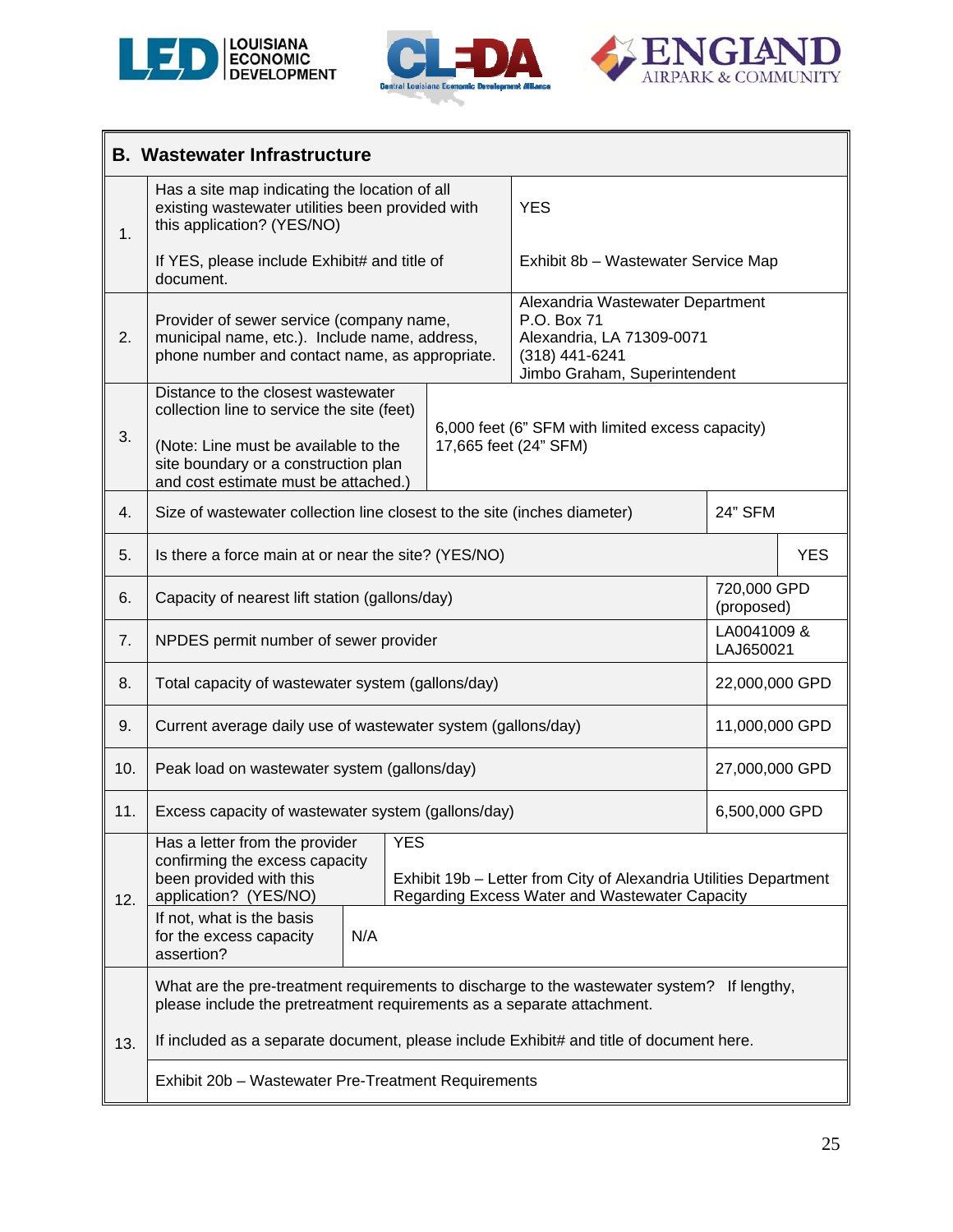## B. Wastewater Infrastructure

| # | Item | Response |
|---|---|---|
| 1. | Has a site map indicating the location of all existing wastewater utilities been provided with this application? (YES/NO)<br><br>If YES, please include Exhibit# and title of document. | YES<br><br>Exhibit 8b – Wastewater Service Map |
| 2. | Provider of sewer service (company name, municipal name, etc.). Include name, address, phone number and contact name, as appropriate. | Alexandria Wastewater Department<br>P.O. Box 71<br>Alexandria, LA 71309-0071<br>(318) 441-6241<br>Jimbo Graham, Superintendent |
| 3. | Distance to the closest wastewater collection line to service the site (feet)<br><br>(Note: Line must be available to the site boundary or a construction plan and cost estimate must be attached.) | 6,000 feet (6" SFM with limited excess capacity)<br>17,665 feet (24" SFM) |
| 4. | Size of wastewater collection line closest to the site (inches diameter) | 24" SFM |
| 5. | Is there a force main at or near the site? (YES/NO) | YES |
| 6. | Capacity of nearest lift station (gallons/day) | 720,000 GPD (proposed) |
| 7. | NPDES permit number of sewer provider | LA0041009 & LAJ650021 |
| 8. | Total capacity of wastewater system (gallons/day) | 22,000,000 GPD |
| 9. | Current average daily use of wastewater system (gallons/day) | 11,000,000 GPD |
| 10. | Peak load on wastewater system (gallons/day) | 27,000,000 GPD |
| 11. | Excess capacity of wastewater system (gallons/day) | 6,500,000 GPD |
| 12. | Has a letter from the provider confirming the excess capacity been provided with this application? (YES/NO) | YES<br><br>Exhibit 19b – Letter from City of Alexandria Utilities Department Regarding Excess Water and Wastewater Capacity |
| | If not, what is the basis for the excess capacity assertion? | N/A |
| 13. | What are the pre-treatment requirements to discharge to the wastewater system? If lengthy, please include the pretreatment requirements as a separate attachment.<br><br>If included as a separate document, please include Exhibit# and title of document here. | Exhibit 20b – Wastewater Pre-Treatment Requirements |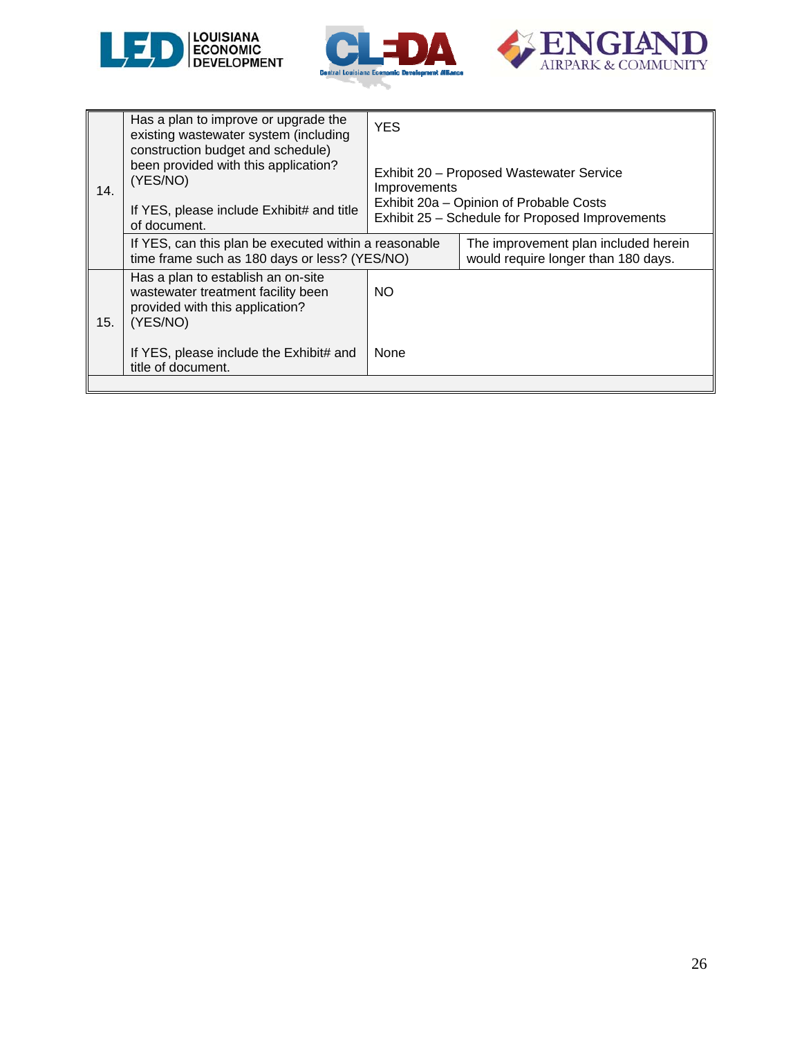| | | | |
|---|---|---|---|
| 14. | Has a plan to improve or upgrade the existing wastewater system (including construction budget and schedule) been provided with this application? (YES/NO)<br><br>If YES, please include Exhibit# and title of document. | YES<br><br>Exhibit 20 – Proposed Wastewater Service Improvements<br>Exhibit 20a – Opinion of Probable Costs<br>Exhibit 25 – Schedule for Proposed Improvements | |
| | If YES, can this plan be executed within a reasonable time frame such as 180 days or less? (YES/NO) | | The improvement plan included herein would require longer than 180 days. |
| 15. | Has a plan to establish an on-site wastewater treatment facility been provided with this application? (YES/NO)<br><br>If YES, please include the Exhibit# and title of document. | NO<br><br>None | |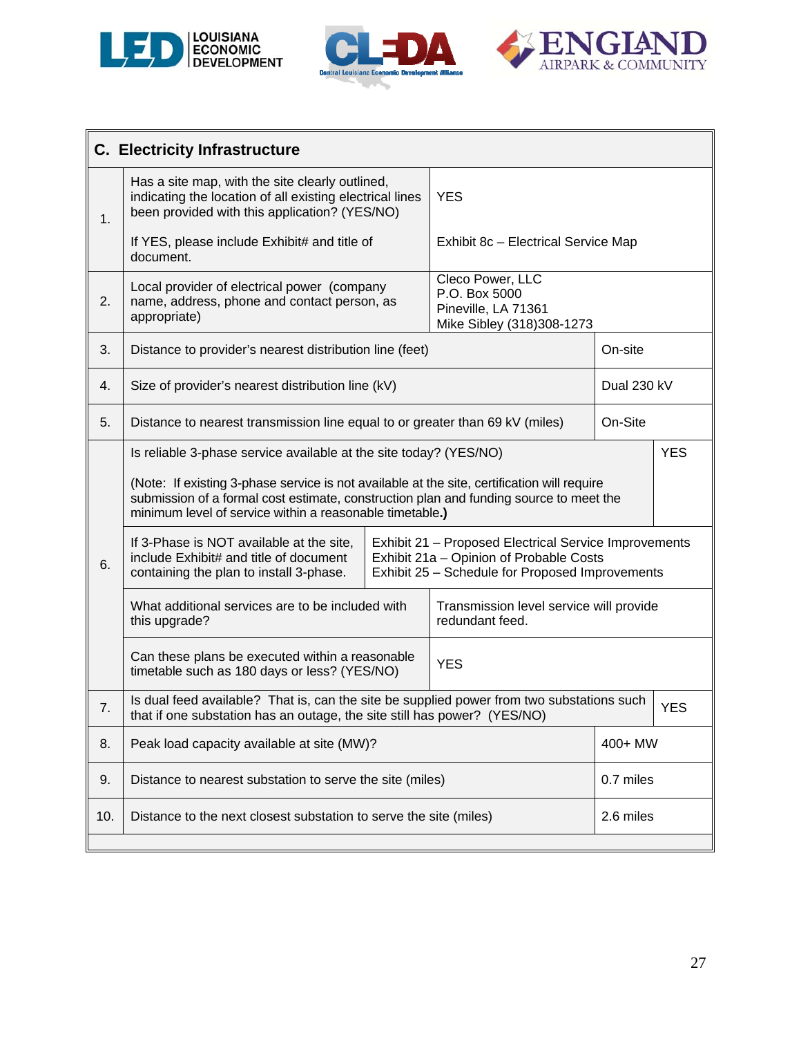| C. Electricity Infrastructure | | |
|---|---|---|
| 1. | Has a site map, with the site clearly outlined, indicating the location of all existing electrical lines been provided with this application? (YES/NO)<br><br>If YES, please include Exhibit# and title of document. | YES<br><br>Exhibit 8c – Electrical Service Map |
| 2. | Local provider of electrical power (company name, address, phone and contact person, as appropriate) | Cleco Power, LLC<br>P.O. Box 5000<br>Pineville, LA 71361<br>Mike Sibley (318)308-1273 |
| 3. | Distance to provider's nearest distribution line (feet) | On-site |
| 4. | Size of provider's nearest distribution line (kV) | Dual 230 kV |
| 5. | Distance to nearest transmission line equal to or greater than 69 kV (miles) | On-Site |
| 6. | Is reliable 3-phase service available at the site today? (YES/NO)<br><br>(Note: If existing 3-phase service is not available at the site, certification will require submission of a formal cost estimate, construction plan and funding source to meet the minimum level of service within a reasonable timetable.) | YES |
| | If 3-Phase is NOT available at the site, include Exhibit# and title of document containing the plan to install 3-phase. | Exhibit 21 – Proposed Electrical Service Improvements<br>Exhibit 21a – Opinion of Probable Costs<br>Exhibit 25 – Schedule for Proposed Improvements |
| | What additional services are to be included with this upgrade? | Transmission level service will provide redundant feed. |
| | Can these plans be executed within a reasonable timetable such as 180 days or less? (YES/NO) | YES |
| 7. | Is dual feed available? That is, can the site be supplied power from two substations such that if one substation has an outage, the site still has power? (YES/NO) | YES |
| 8. | Peak load capacity available at site (MW)? | 400+ MW |
| 9. | Distance to nearest substation to serve the site (miles) | 0.7 miles |
| 10. | Distance to the next closest substation to serve the site (miles) | 2.6 miles |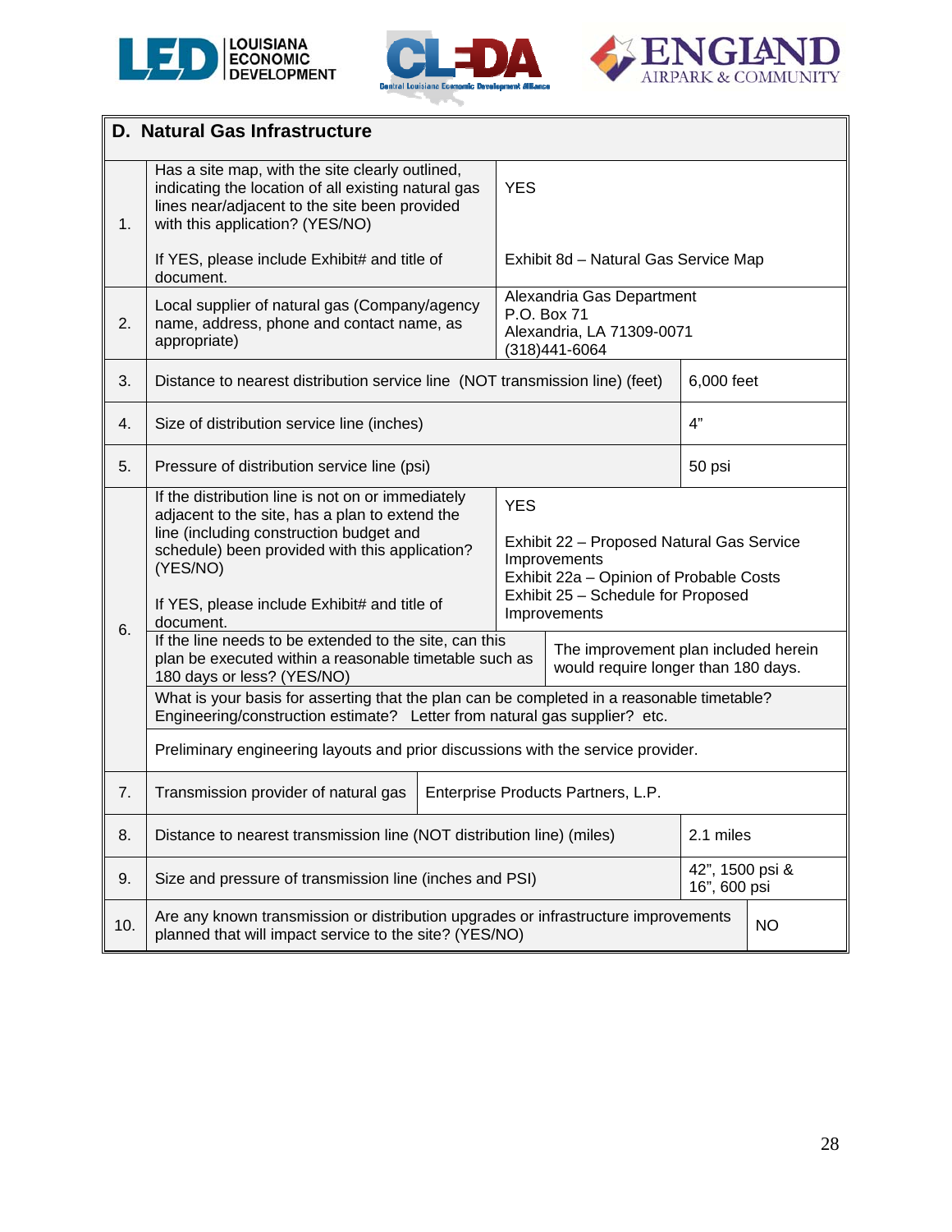## D. Natural Gas Infrastructure

| # | Item | Response |
|---|---|---|
| 1. | Has a site map, with the site clearly outlined, indicating the location of all existing natural gas lines near/adjacent to the site been provided with this application? (YES/NO)<br><br>If YES, please include Exhibit# and title of document. | YES<br><br>Exhibit 8d – Natural Gas Service Map |
| 2. | Local supplier of natural gas (Company/agency name, address, phone and contact name, as appropriate) | Alexandria Gas Department<br>P.O. Box 71<br>Alexandria, LA 71309-0071<br>(318)441-6064 |
| 3. | Distance to nearest distribution service line (NOT transmission line) (feet) | 6,000 feet |
| 4. | Size of distribution service line (inches) | 4" |
| 5. | Pressure of distribution service line (psi) | 50 psi |
| 6. | If the distribution line is not on or immediately adjacent to the site, has a plan to extend the line (including construction budget and schedule) been provided with this application? (YES/NO)<br><br>If YES, please include Exhibit# and title of document. | YES<br><br>Exhibit 22 – Proposed Natural Gas Service Improvements<br>Exhibit 22a – Opinion of Probable Costs<br>Exhibit 25 – Schedule for Proposed Improvements |
| | If the line needs to be extended to the site, can this plan be executed within a reasonable timetable such as 180 days or less? (YES/NO) | The improvement plan included herein would require longer than 180 days. |
| | What is your basis for asserting that the plan can be completed in a reasonable timetable? Engineering/construction estimate? Letter from natural gas supplier? etc. | Preliminary engineering layouts and prior discussions with the service provider. |
| 7. | Transmission provider of natural gas | Enterprise Products Partners, L.P. |
| 8. | Distance to nearest transmission line (NOT distribution line) (miles) | 2.1 miles |
| 9. | Size and pressure of transmission line (inches and PSI) | 42", 1500 psi &<br>16", 600 psi |
| 10. | Are any known transmission or distribution upgrades or infrastructure improvements planned that will impact service to the site? (YES/NO) | NO |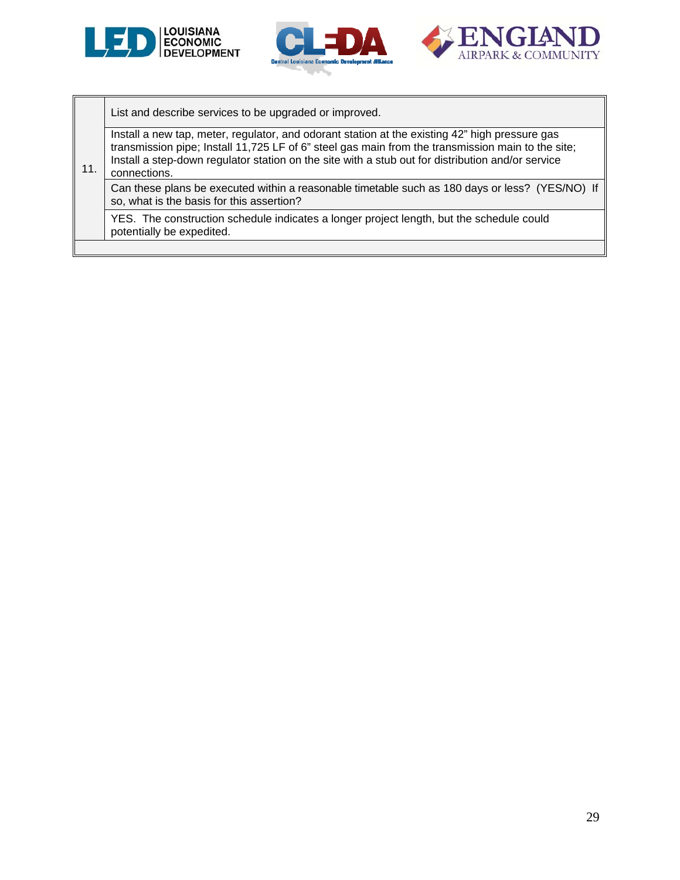| | |
|---|---|
| 11. | List and describe services to be upgraded or improved. |
| | Install a new tap, meter, regulator, and odorant station at the existing 42” high pressure gas transmission pipe; Install 11,725 LF of 6” steel gas main from the transmission main to the site; Install a step-down regulator station on the site with a stub out for distribution and/or service connections. |
| | Can these plans be executed within a reasonable timetable such as 180 days or less? (YES/NO) If so, what is the basis for this assertion? |
| | YES. The construction schedule indicates a longer project length, but the schedule could potentially be expedited. |
| | |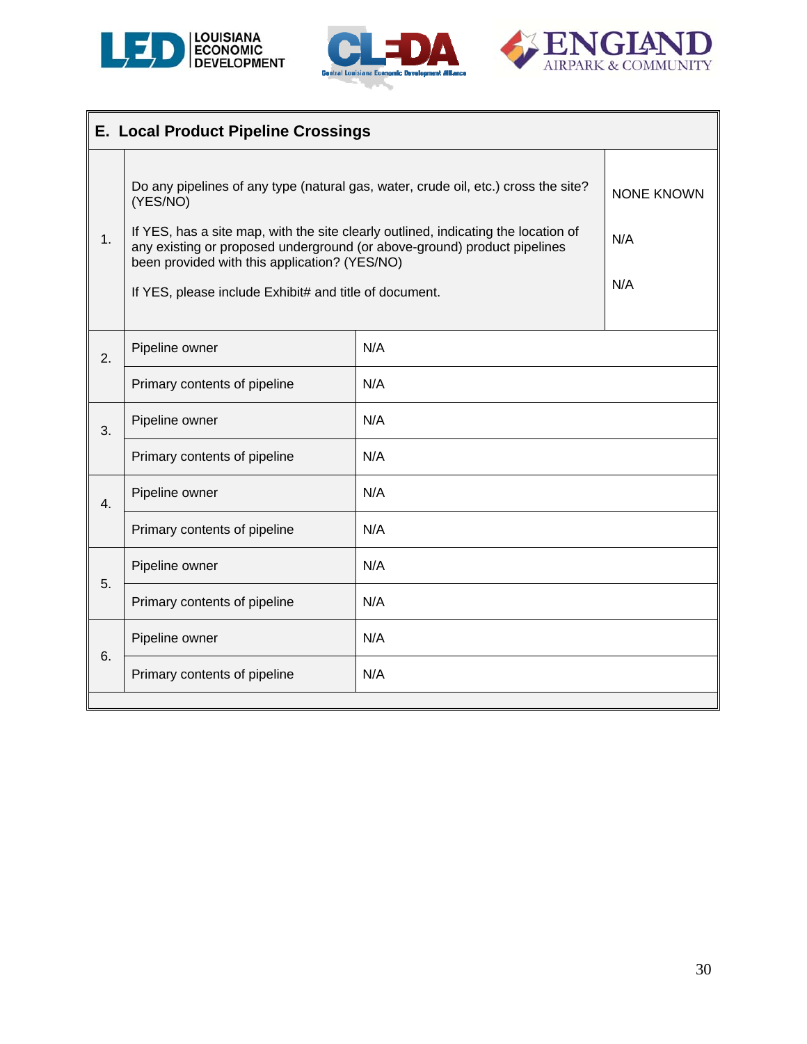## E. Local Product Pipeline Crossings

| | | |
|---|---|---|
| 1. | Do any pipelines of any type (natural gas, water, crude oil, etc.) cross the site? (YES/NO)<br><br>If YES, has a site map, with the site clearly outlined, indicating the location of any existing or proposed underground (or above-ground) product pipelines been provided with this application? (YES/NO)<br><br>If YES, please include Exhibit# and title of document. | NONE KNOWN<br><br>N/A<br><br>N/A |
| 2. | Pipeline owner | N/A |
| | Primary contents of pipeline | N/A |
| 3. | Pipeline owner | N/A |
| | Primary contents of pipeline | N/A |
| 4. | Pipeline owner | N/A |
| | Primary contents of pipeline | N/A |
| 5. | Pipeline owner | N/A |
| | Primary contents of pipeline | N/A |
| 6. | Pipeline owner | N/A |
| | Primary contents of pipeline | N/A |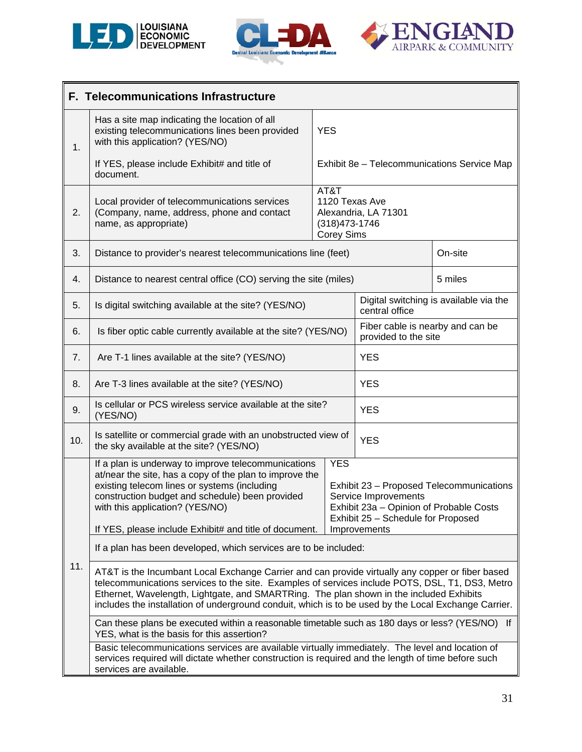## F. Telecommunications Infrastructure

| # | Question | Response |
|---|---|---|
| 1. | Has a site map indicating the location of all existing telecommunications lines been provided with this application? (YES/NO)<br><br>If YES, please include Exhibit# and title of document. | YES<br><br>Exhibit 8e – Telecommunications Service Map |
| 2. | Local provider of telecommunications services (Company, name, address, phone and contact name, as appropriate) | AT&T<br>1120 Texas Ave<br>Alexandria, LA 71301<br>(318)473-1746<br>Corey Sims |
| 3. | Distance to provider's nearest telecommunications line (feet) | On-site |
| 4. | Distance to nearest central office (CO) serving the site (miles) | 5 miles |
| 5. | Is digital switching available at the site? (YES/NO) | Digital switching is available via the central office |
| 6. | Is fiber optic cable currently available at the site? (YES/NO) | Fiber cable is nearby and can be provided to the site |
| 7. | Are T-1 lines available at the site? (YES/NO) | YES |
| 8. | Are T-3 lines available at the site? (YES/NO) | YES |
| 9. | Is cellular or PCS wireless service available at the site? (YES/NO) | YES |
| 10. | Is satellite or commercial grade with an unobstructed view of the sky available at the site? (YES/NO) | YES |
| 11. | If a plan is underway to improve telecommunications at/near the site, has a copy of the plan to improve the existing telecom lines or systems (including construction budget and schedule) been provided with this application? (YES/NO)<br><br>If YES, please include Exhibit# and title of document. | YES<br><br>Exhibit 23 – Proposed Telecommunications Service Improvements<br>Exhibit 23a – Opinion of Probable Costs<br>Exhibit 25 – Schedule for Proposed Improvements |
| | If a plan has been developed, which services are to be included: | |
| | AT&T is the Incumbant Local Exchange Carrier and can provide virtually any copper or fiber based telecommunications services to the site. Examples of services include POTS, DSL, T1, DS3, Metro Ethernet, Wavelength, Lightgate, and SMARTRing. The plan shown in the included Exhibits includes the installation of underground conduit, which is to be used by the Local Exchange Carrier. | |
| | Can these plans be executed within a reasonable timetable such as 180 days or less? (YES/NO) If YES, what is the basis for this assertion? | |
| | Basic telecommunications services are available virtually immediately. The level and location of services required will dictate whether construction is required and the length of time before such services are available. | |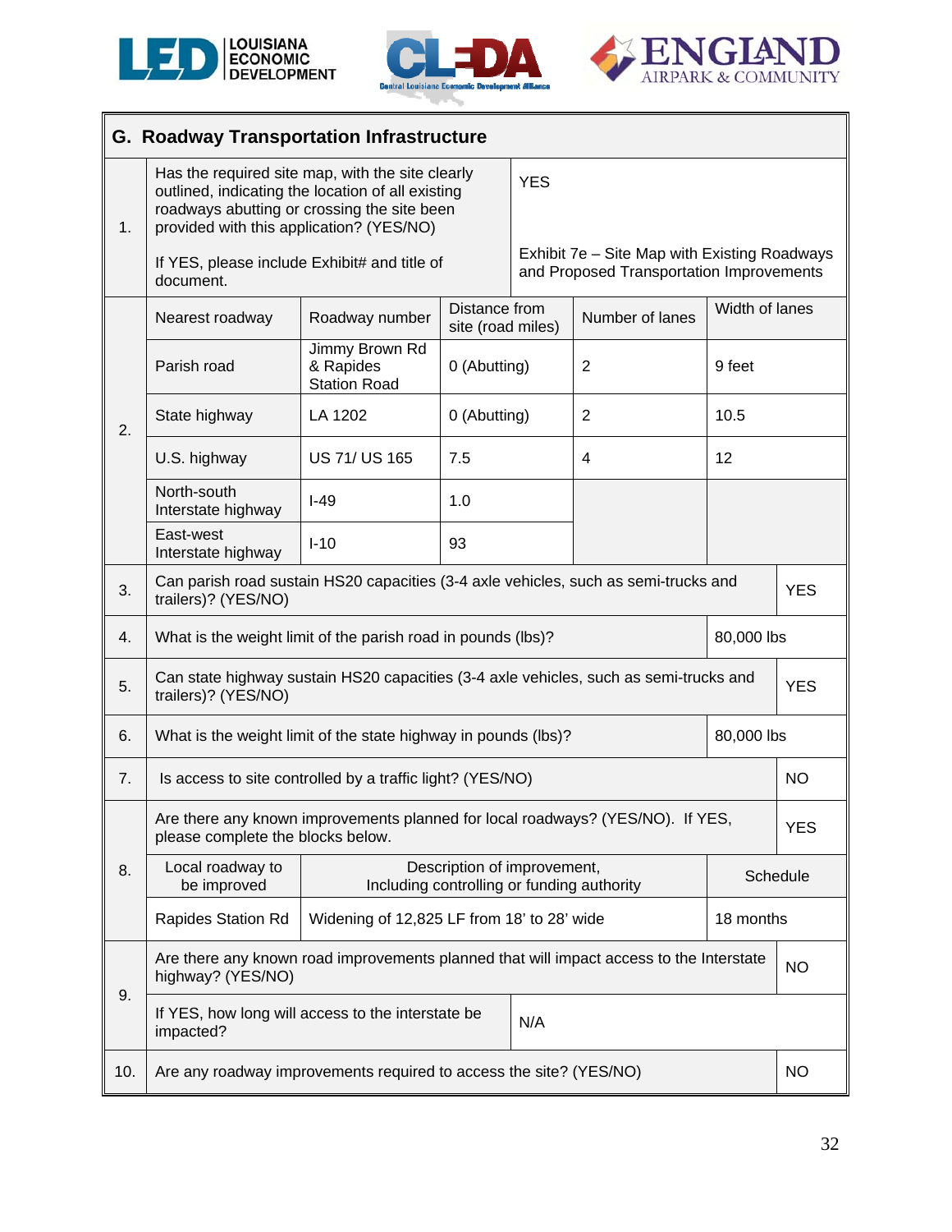## G. Roadway Transportation Infrastructure

| | | | | | |
|---|---|---|---|---|---|
| 1. | Has the required site map, with the site clearly outlined, indicating the location of all existing roadways abutting or crossing the site been provided with this application? (YES/NO)<br><br>If YES, please include Exhibit# and title of document. | | YES<br><br>Exhibit 7e – Site Map with Existing Roadways and Proposed Transportation Improvements | | |
| 2. | Nearest roadway | Roadway number | Distance from site (road miles) | Number of lanes | Width of lanes |
| | Parish road | Jimmy Brown Rd & Rapides Station Road | 0 (Abutting) | 2 | 9 feet |
| | State highway | LA 1202 | 0 (Abutting) | 2 | 10.5 |
| | U.S. highway | US 71/ US 165 | 7.5 | 4 | 12 |
| | North-south Interstate highway | I-49 | 1.0 | | |
| | East-west Interstate highway | I-10 | 93 | | |
| 3. | Can parish road sustain HS20 capacities (3-4 axle vehicles, such as semi-trucks and trailers)? (YES/NO) | | | | YES |
| 4. | What is the weight limit of the parish road in pounds (lbs)? | | | | 80,000 lbs |
| 5. | Can state highway sustain HS20 capacities (3-4 axle vehicles, such as semi-trucks and trailers)? (YES/NO) | | | | YES |
| 6. | What is the weight limit of the state highway in pounds (lbs)? | | | | 80,000 lbs |
| 7. | Is access to site controlled by a traffic light? (YES/NO) | | | | NO |
| 8. | Are there any known improvements planned for local roadways? (YES/NO). If YES, please complete the blocks below. | | | | YES |
| | Local roadway to be improved | Description of improvement, Including controlling or funding authority | | | Schedule |
| | Rapides Station Rd | Widening of 12,825 LF from 18' to 28' wide | | | 18 months |
| 9. | Are there any known road improvements planned that will impact access to the Interstate highway? (YES/NO) | | | | NO |
| | If YES, how long will access to the interstate be impacted? | | N/A | | |
| 10. | Are any roadway improvements required to access the site? (YES/NO) | | | | NO |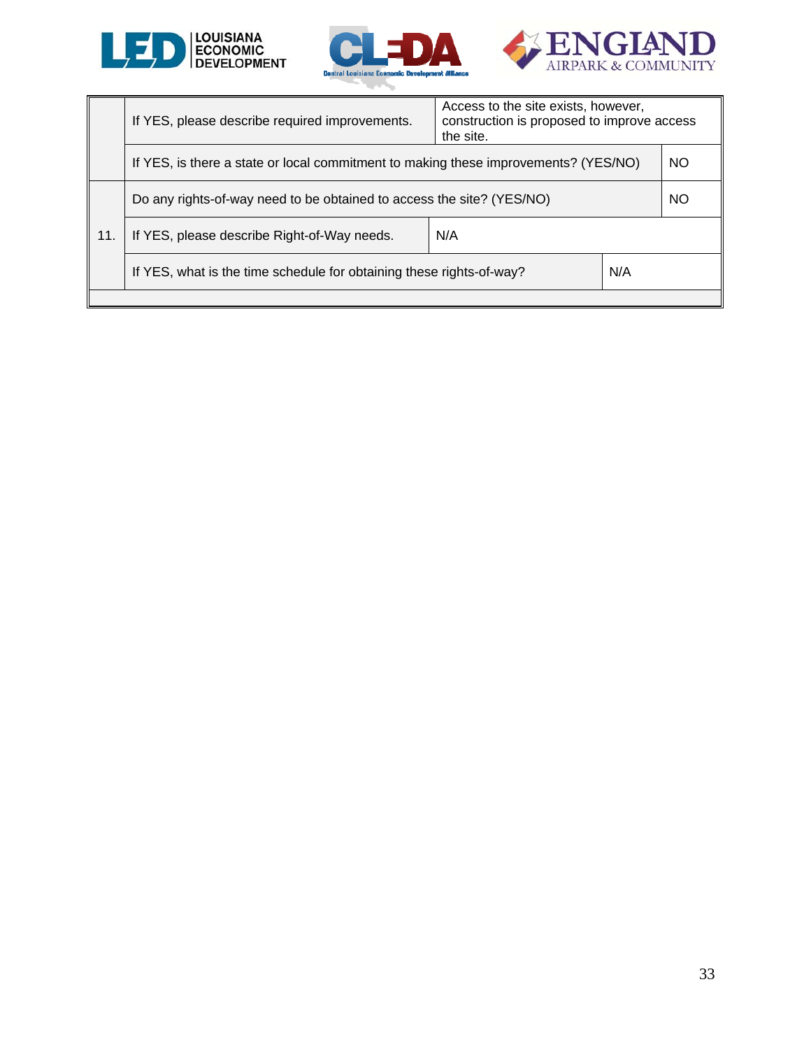|  |  |  |
| --- | --- | --- |
|  | If YES, please describe required improvements. | Access to the site exists, however, construction is proposed to improve access the site. |
|  | If YES, is there a state or local commitment to making these improvements? (YES/NO) | NO |
| 11. | Do any rights-of-way need to be obtained to access the site? (YES/NO) | NO |
|  | If YES, please describe Right-of-Way needs. | N/A |
|  | If YES, what is the time schedule for obtaining these rights-of-way? | N/A |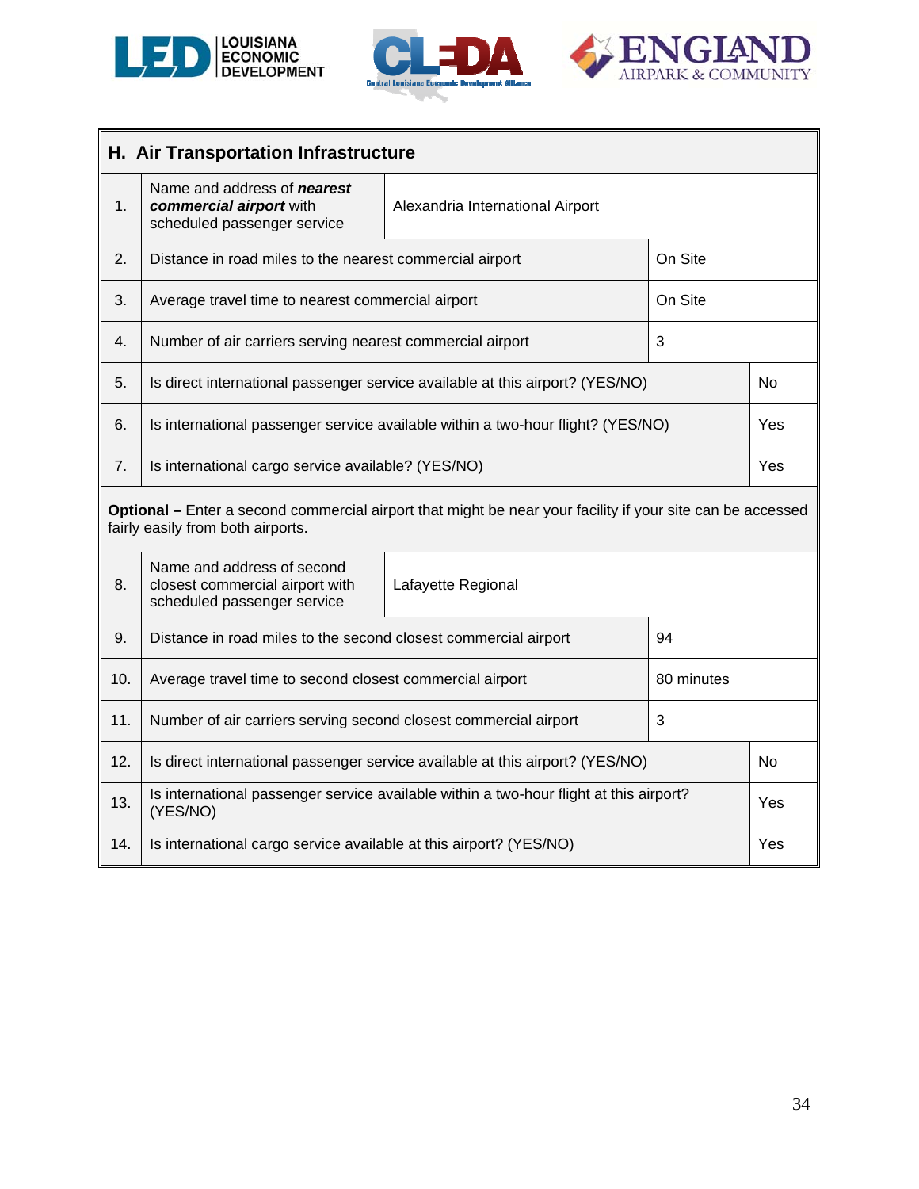## H. Air Transportation Infrastructure

| | | |
|---|---|---|
| 1. | Name and address of ***nearest commercial airport*** with scheduled passenger service | Alexandria International Airport |
| 2. | Distance in road miles to the nearest commercial airport | On Site |
| 3. | Average travel time to nearest commercial airport | On Site |
| 4. | Number of air carriers serving nearest commercial airport | 3 |
| 5. | Is direct international passenger service available at this airport? (YES/NO) | No |
| 6. | Is international passenger service available within a two-hour flight? (YES/NO) | Yes |
| 7. | Is international cargo service available? (YES/NO) | Yes |

**Optional –** Enter a second commercial airport that might be near your facility if your site can be accessed fairly easily from both airports.

| | | |
|---|---|---|
| 8. | Name and address of second closest commercial airport with scheduled passenger service | Lafayette Regional |
| 9. | Distance in road miles to the second closest commercial airport | 94 |
| 10. | Average travel time to second closest commercial airport | 80 minutes |
| 11. | Number of air carriers serving second closest commercial airport | 3 |
| 12. | Is direct international passenger service available at this airport? (YES/NO) | No |
| 13. | Is international passenger service available within a two-hour flight at this airport? (YES/NO) | Yes |
| 14. | Is international cargo service available at this airport? (YES/NO) | Yes |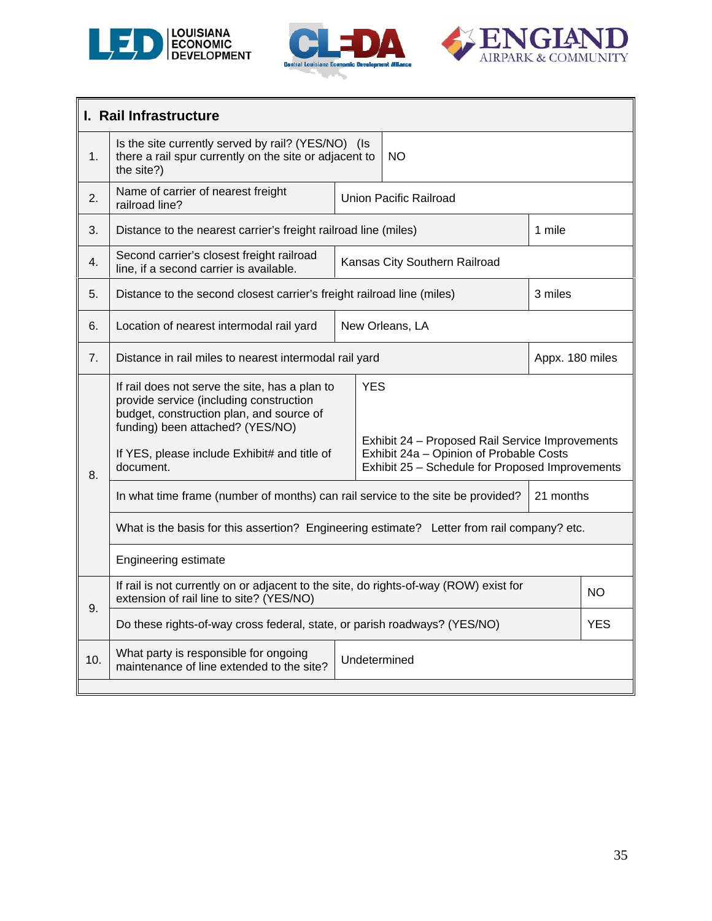## I. Rail Infrastructure

| # | Question | Response |
|---|---|---|
| 1. | Is the site currently served by rail? (YES/NO) (Is there a rail spur currently on the site or adjacent to the site?) | NO |
| 2. | Name of carrier of nearest freight railroad line? | Union Pacific Railroad |
| 3. | Distance to the nearest carrier's freight railroad line (miles) | 1 mile |
| 4. | Second carrier's closest freight railroad line, if a second carrier is available. | Kansas City Southern Railroad |
| 5. | Distance to the second closest carrier's freight railroad line (miles) | 3 miles |
| 6. | Location of nearest intermodal rail yard | New Orleans, LA |
| 7. | Distance in rail miles to nearest intermodal rail yard | Appx. 180 miles |
| 8. | If rail does not serve the site, has a plan to provide service (including construction budget, construction plan, and source of funding) been attached? (YES/NO)<br><br>If YES, please include Exhibit# and title of document. | YES<br><br>Exhibit 24 – Proposed Rail Service Improvements<br>Exhibit 24a – Opinion of Probable Costs<br>Exhibit 25 – Schedule for Proposed Improvements |
| | In what time frame (number of months) can rail service to the site be provided? | 21 months |
| | What is the basis for this assertion? Engineering estimate? Letter from rail company? etc. | Engineering estimate |
| 9. | If rail is not currently on or adjacent to the site, do rights-of-way (ROW) exist for extension of rail line to site? (YES/NO) | NO |
| | Do these rights-of-way cross federal, state, or parish roadways? (YES/NO) | YES |
| 10. | What party is responsible for ongoing maintenance of line extended to the site? | Undetermined |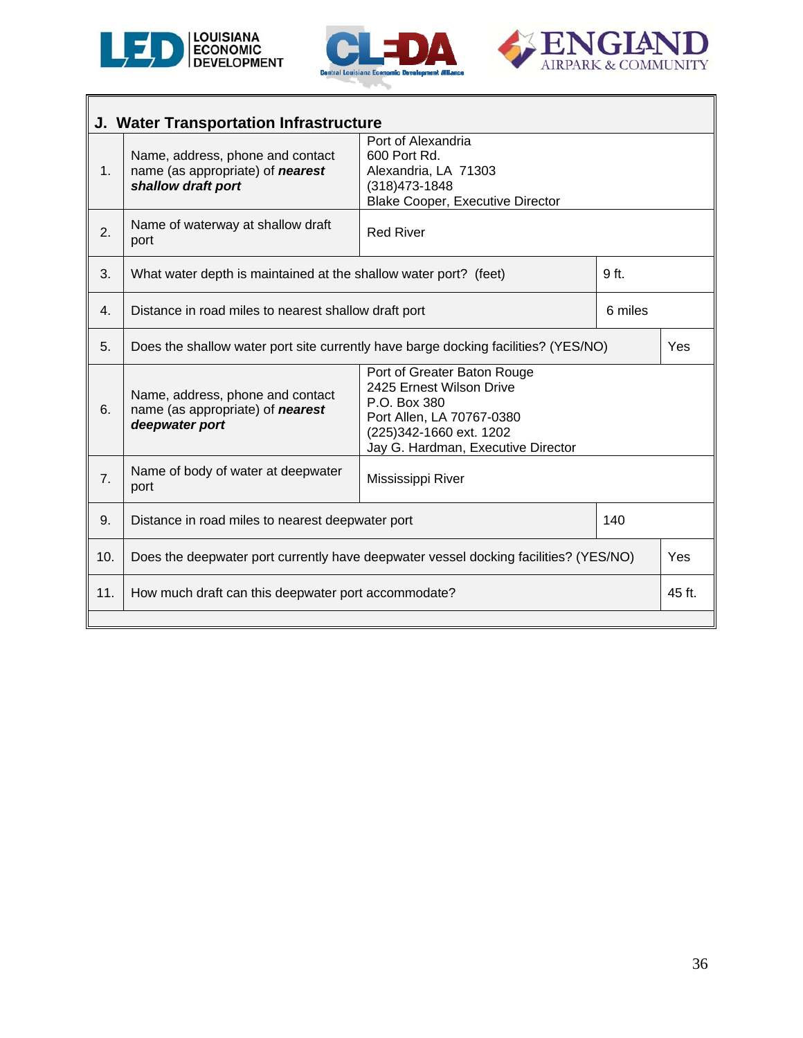## J. Water Transportation Infrastructure

| | | |
|---|---|---|
| 1. | Name, address, phone and contact name (as appropriate) of ***nearest shallow draft port*** | Port of Alexandria<br>600 Port Rd.<br>Alexandria, LA 71303<br>(318)473-1848<br>Blake Cooper, Executive Director |
| 2. | Name of waterway at shallow draft port | Red River |
| 3. | What water depth is maintained at the shallow water port? (feet) | 9 ft. |
| 4. | Distance in road miles to nearest shallow draft port | 6 miles |
| 5. | Does the shallow water port site currently have barge docking facilities? (YES/NO) | Yes |
| 6. | Name, address, phone and contact name (as appropriate) of ***nearest deepwater port*** | Port of Greater Baton Rouge<br>2425 Ernest Wilson Drive<br>P.O. Box 380<br>Port Allen, LA 70767-0380<br>(225)342-1660 ext. 1202<br>Jay G. Hardman, Executive Director |
| 7. | Name of body of water at deepwater port | Mississippi River |
| 9. | Distance in road miles to nearest deepwater port | 140 |
| 10. | Does the deepwater port currently have deepwater vessel docking facilities? (YES/NO) | Yes |
| 11. | How much draft can this deepwater port accommodate? | 45 ft. |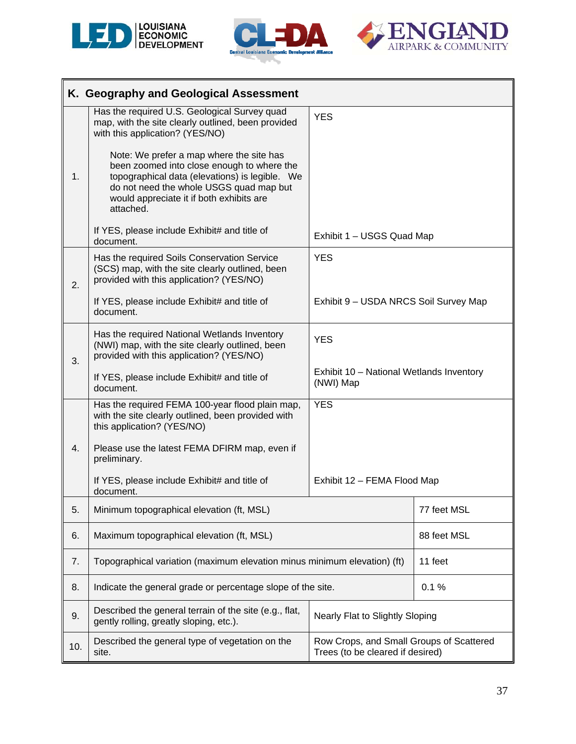## K. Geography and Geological Assessment

| # | Question | Response |
|---|---|---|
| 1. | Has the required U.S. Geological Survey quad map, with the site clearly outlined, been provided with this application? (YES/NO)<br><br>Note: We prefer a map where the site has been zoomed into close enough to where the topographical data (elevations) is legible. We do not need the whole USGS quad map but would appreciate it if both exhibits are attached.<br><br>If YES, please include Exhibit# and title of document. | YES<br><br>Exhibit 1 – USGS Quad Map |
| 2. | Has the required Soils Conservation Service (SCS) map, with the site clearly outlined, been provided with this application? (YES/NO)<br><br>If YES, please include Exhibit# and title of document. | YES<br><br>Exhibit 9 – USDA NRCS Soil Survey Map |
| 3. | Has the required National Wetlands Inventory (NWI) map, with the site clearly outlined, been provided with this application? (YES/NO)<br><br>If YES, please include Exhibit# and title of document. | YES<br><br>Exhibit 10 – National Wetlands Inventory (NWI) Map |
| 4. | Has the required FEMA 100-year flood plain map, with the site clearly outlined, been provided with this application? (YES/NO)<br><br>Please use the latest FEMA DFIRM map, even if preliminary.<br><br>If YES, please include Exhibit# and title of document. | YES<br><br>Exhibit 12 – FEMA Flood Map |
| 5. | Minimum topographical elevation (ft, MSL) | 77 feet MSL |
| 6. | Maximum topographical elevation (ft, MSL) | 88 feet MSL |
| 7. | Topographical variation (maximum elevation minus minimum elevation) (ft) | 11 feet |
| 8. | Indicate the general grade or percentage slope of the site. | 0.1 % |
| 9. | Described the general terrain of the site (e.g., flat, gently rolling, greatly sloping, etc.). | Nearly Flat to Slightly Sloping |
| 10. | Described the general type of vegetation on the site. | Row Crops, and Small Groups of Scattered Trees (to be cleared if desired) |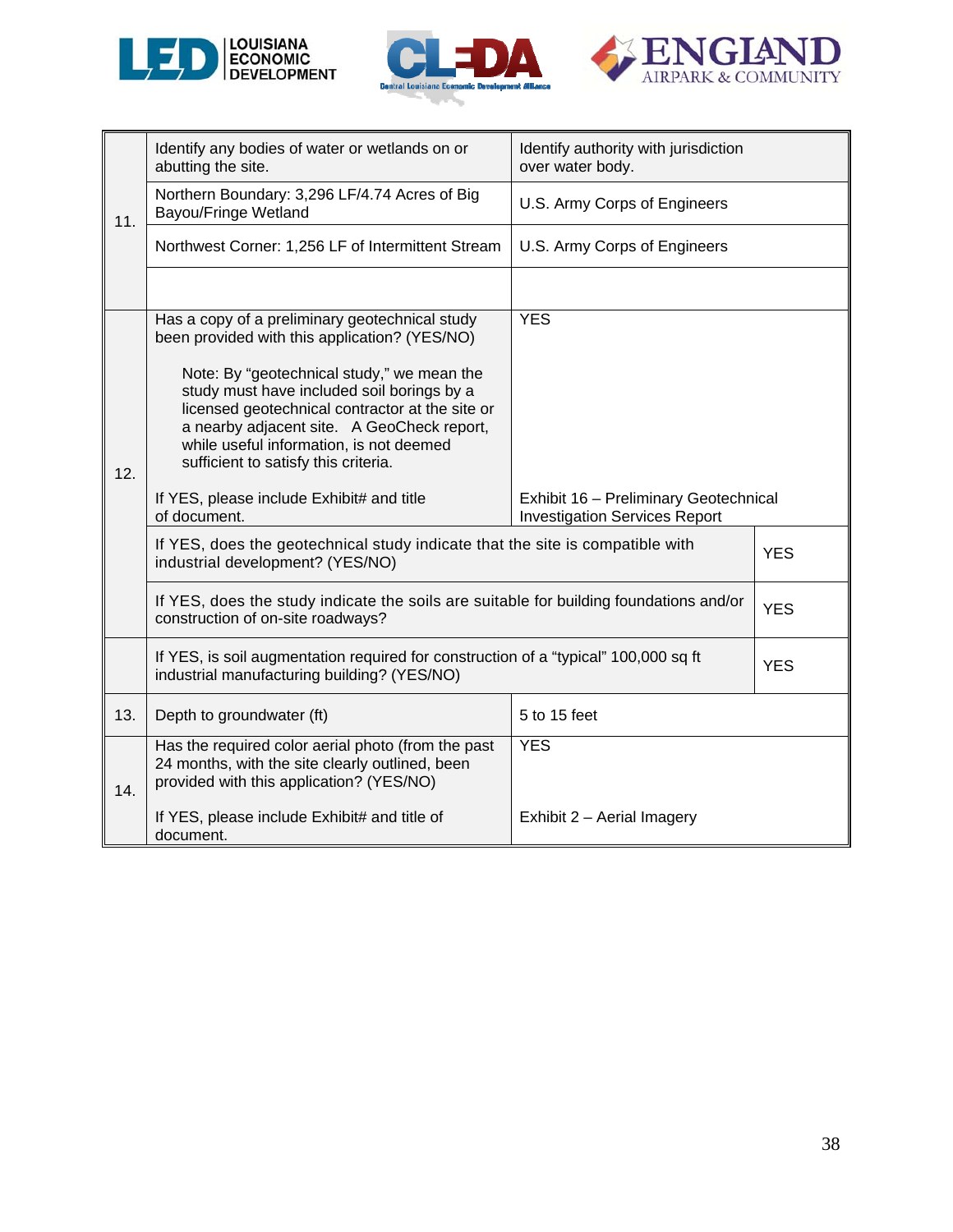| | | |
|---|---|---|
| 11. | Identify any bodies of water or wetlands on or abutting the site. | Identify authority with jurisdiction over water body. |
| | Northern Boundary: 3,296 LF/4.74 Acres of Big Bayou/Fringe Wetland | U.S. Army Corps of Engineers |
| | Northwest Corner: 1,256 LF of Intermittent Stream | U.S. Army Corps of Engineers |
| | | |
| 12. | Has a copy of a preliminary geotechnical study been provided with this application? (YES/NO)<br><br>Note: By "geotechnical study," we mean the study must have included soil borings by a licensed geotechnical contractor at the site or a nearby adjacent site. A GeoCheck report, while useful information, is not deemed sufficient to satisfy this criteria. | YES |
| | If YES, please include Exhibit# and title of document. | Exhibit 16 – Preliminary Geotechnical Investigation Services Report |
| | If YES, does the geotechnical study indicate that the site is compatible with industrial development? (YES/NO) | YES |
| | If YES, does the study indicate the soils are suitable for building foundations and/or construction of on-site roadways? | YES |
| | If YES, is soil augmentation required for construction of a "typical" 100,000 sq ft industrial manufacturing building? (YES/NO) | YES |
| 13. | Depth to groundwater (ft) | 5 to 15 feet |
| 14. | Has the required color aerial photo (from the past 24 months, with the site clearly outlined, been provided with this application? (YES/NO) | YES |
| | If YES, please include Exhibit# and title of document. | Exhibit 2 – Aerial Imagery |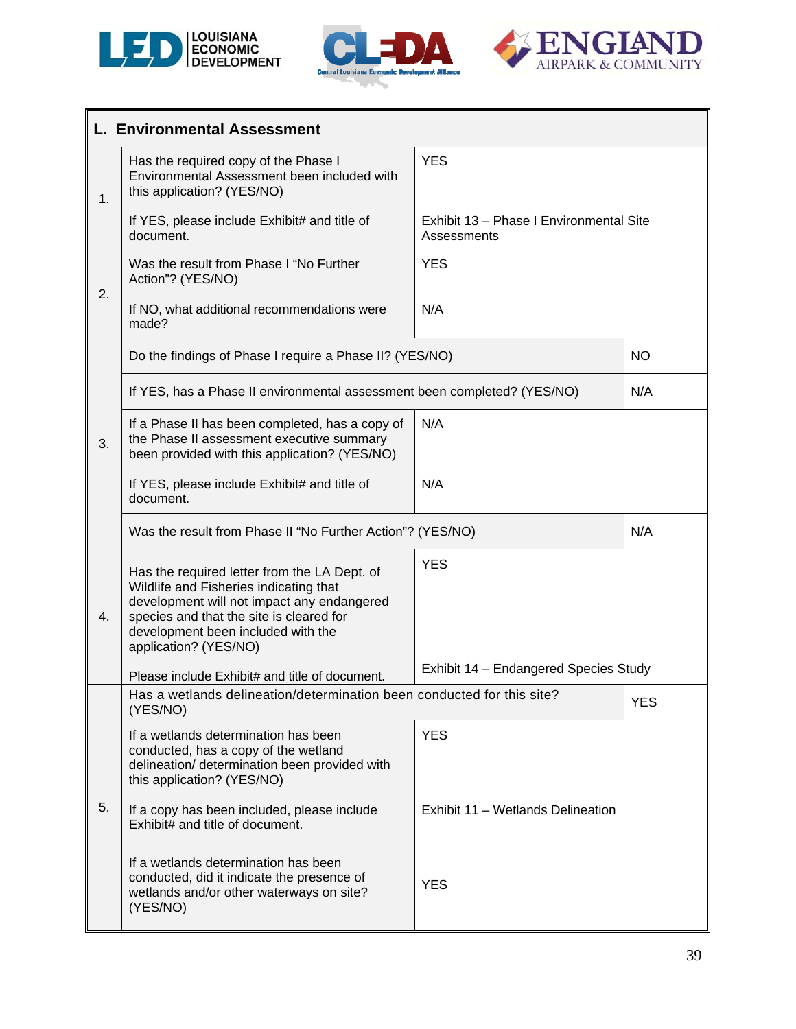| L. Environmental Assessment | | |
|---|---|---|
| 1. | Has the required copy of the Phase I Environmental Assessment been included with this application? (YES/NO) | YES |
| | If YES, please include Exhibit# and title of document. | Exhibit 13 – Phase I Environmental Site Assessments |
| 2. | Was the result from Phase I "No Further Action"? (YES/NO) | YES |
| | If NO, what additional recommendations were made? | N/A |
| 3. | Do the findings of Phase I require a Phase II? (YES/NO) | NO |
| | If YES, has a Phase II environmental assessment been completed? (YES/NO) | N/A |
| | If a Phase II has been completed, has a copy of the Phase II assessment executive summary been provided with this application? (YES/NO) | N/A |
| | If YES, please include Exhibit# and title of document. | N/A |
| | Was the result from Phase II "No Further Action"? (YES/NO) | N/A |
| 4. | Has the required letter from the LA Dept. of Wildlife and Fisheries indicating that development will not impact any endangered species and that the site is cleared for development been included with the application? (YES/NO) | YES |
| | Please include Exhibit# and title of document. | Exhibit 14 – Endangered Species Study |
| 5. | Has a wetlands delineation/determination been conducted for this site? (YES/NO) | YES |
| | If a wetlands determination has been conducted, has a copy of the wetland delineation/ determination been provided with this application? (YES/NO) | YES |
| | If a copy has been included, please include Exhibit# and title of document. | Exhibit 11 – Wetlands Delineation |
| | If a wetlands determination has been conducted, did it indicate the presence of wetlands and/or other waterways on site? (YES/NO) | YES |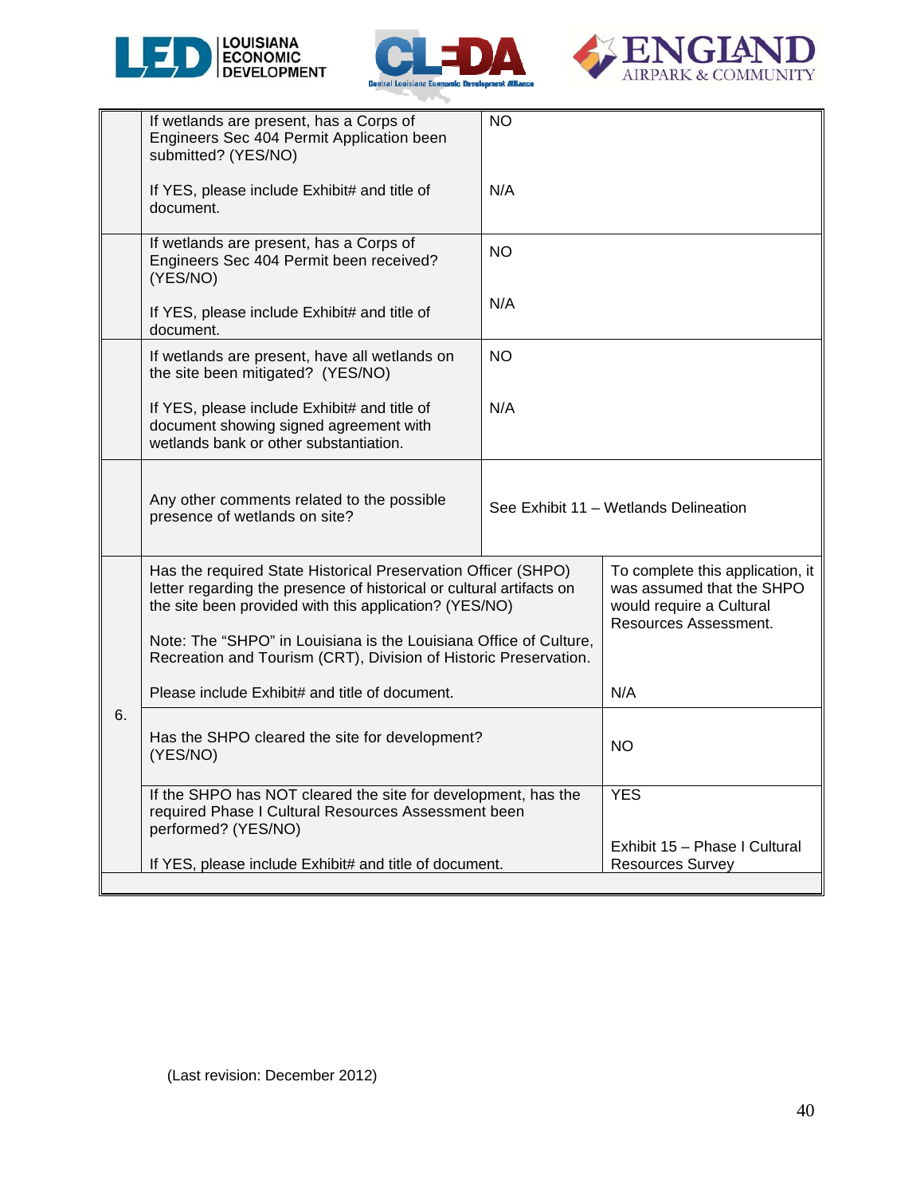| | | |
|---|---|---|
| | If wetlands are present, has a Corps of Engineers Sec 404 Permit Application been submitted? (YES/NO)<br><br>If YES, please include Exhibit# and title of document. | NO<br><br>N/A |
| | If wetlands are present, has a Corps of Engineers Sec 404 Permit been received? (YES/NO)<br><br>If YES, please include Exhibit# and title of document. | NO<br><br>N/A |
| | If wetlands are present, have all wetlands on the site been mitigated? (YES/NO)<br><br>If YES, please include Exhibit# and title of document showing signed agreement with wetlands bank or other substantiation. | NO<br><br>N/A |
| | Any other comments related to the possible presence of wetlands on site? | See Exhibit 11 – Wetlands Delineation |
| 6. | Has the required State Historical Preservation Officer (SHPO) letter regarding the presence of historical or cultural artifacts on the site been provided with this application? (YES/NO)<br><br>Note: The "SHPO" in Louisiana is the Louisiana Office of Culture, Recreation and Tourism (CRT), Division of Historic Preservation.<br><br>Please include Exhibit# and title of document. | To complete this application, it was assumed that the SHPO would require a Cultural Resources Assessment.<br><br>N/A |
| | Has the SHPO cleared the site for development? (YES/NO) | NO |
| | If the SHPO has NOT cleared the site for development, has the required Phase I Cultural Resources Assessment been performed? (YES/NO)<br><br>If YES, please include Exhibit# and title of document. | YES<br><br>Exhibit 15 – Phase I Cultural Resources Survey |

(Last revision: December 2012)